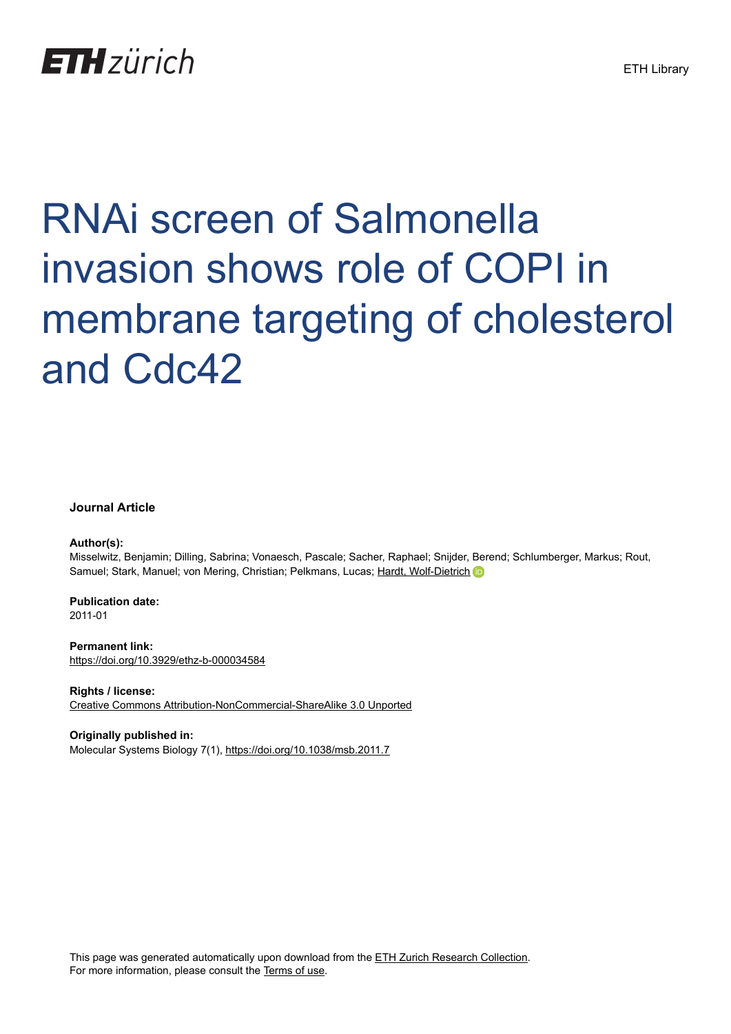ETH zürich

ETH Library

# RNAi screen of Salmonella invasion shows role of COPI in membrane targeting of cholesterol and Cdc42

**Journal Article**

**Author(s):**
Misselwitz, Benjamin; Dilling, Sabrina; Vonaesch, Pascale; Sacher, Raphael; Snijder, Berend; Schlumberger, Markus; Rout, Samuel; Stark, Manuel; von Mering, Christian; Pelkmans, Lucas; Hardt, Wolf-Dietrich

**Publication date:**
2011-01

**Permanent link:**
https://doi.org/10.3929/ethz-b-000034584

**Rights / license:**
Creative Commons Attribution-NonCommercial-ShareAlike 3.0 Unported

**Originally published in:**
Molecular Systems Biology 7(1), https://doi.org/10.1038/msb.2011.7

This page was generated automatically upon download from the ETH Zurich Research Collection.
For more information, please consult the Terms of use.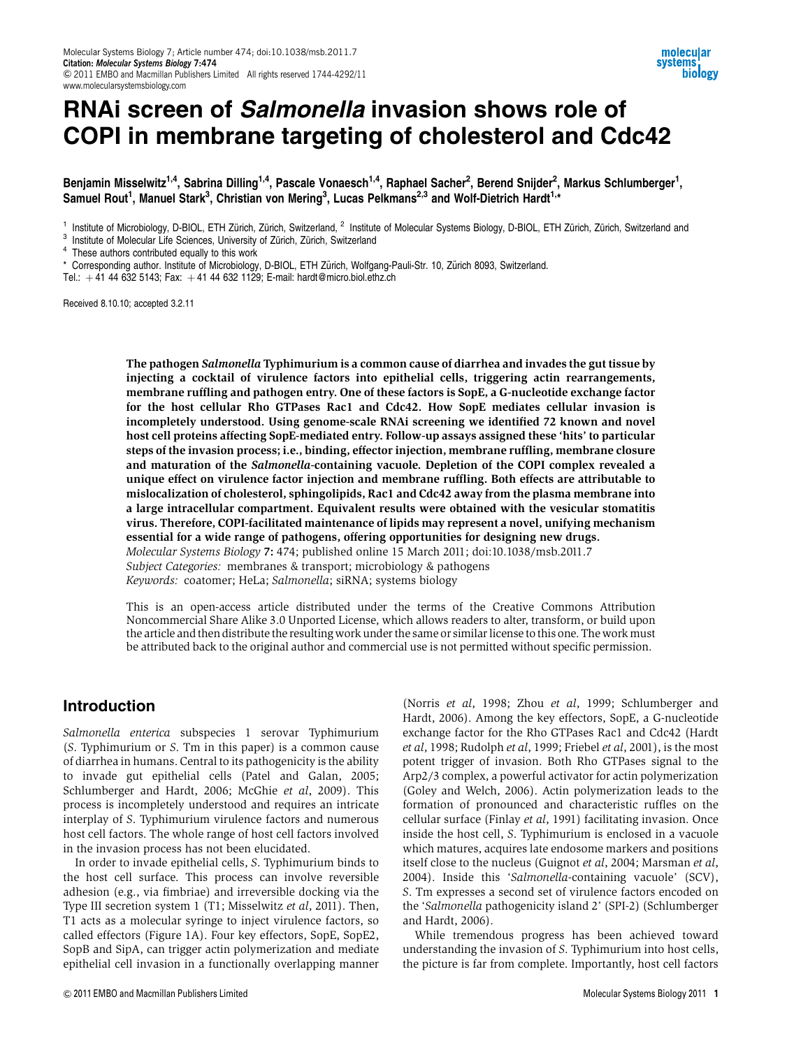# RNAi screen of *Salmonella* invasion shows role of COPI in membrane targeting of cholesterol and Cdc42

**Benjamin Misselwitz[1,4], Sabrina Dilling[1,4], Pascale Vonaesch[1,4], Raphael Sacher[2], Berend Snijder[2], Markus Schlumberger[1], Samuel Rout[1], Manuel Stark[3], Christian von Mering[3], Lucas Pelkmans[2,3] and Wolf-Dietrich Hardt[1,*]**

[1] Institute of Microbiology, D-BIOL, ETH Zürich, Zürich, Switzerland, [2] Institute of Molecular Systems Biology, D-BIOL, ETH Zürich, Zürich, Switzerland and [3] Institute of Molecular Life Sciences, University of Zürich, Zürich, Switzerland

[4] These authors contributed equally to this work

* Corresponding author. Institute of Microbiology, D-BIOL, ETH Zürich, Wolfgang-Pauli-Str. 10, Zürich 8093, Switzerland.
Tel.: +41 44 632 5143; Fax: +41 44 632 1129; E-mail: hardt@micro.biol.ethz.ch

Received 8.10.10; accepted 3.2.11

**The pathogen *Salmonella* Typhimurium is a common cause of diarrhea and invades the gut tissue by injecting a cocktail of virulence factors into epithelial cells, triggering actin rearrangements, membrane ruffling and pathogen entry. One of these factors is SopE, a G-nucleotide exchange factor for the host cellular Rho GTPases Rac1 and Cdc42. How SopE mediates cellular invasion is incompletely understood. Using genome-scale RNAi screening we identified 72 known and novel host cell proteins affecting SopE-mediated entry. Follow-up assays assigned these 'hits' to particular steps of the invasion process; i.e., binding, effector injection, membrane ruffling, membrane closure and maturation of the *Salmonella*-containing vacuole. Depletion of the COPI complex revealed a unique effect on virulence factor injection and membrane ruffling. Both effects are attributable to mislocalization of cholesterol, sphingolipids, Rac1 and Cdc42 away from the plasma membrane into a large intracellular compartment. Equivalent results were obtained with the vesicular stomatitis virus. Therefore, COPI-facilitated maintenance of lipids may represent a novel, unifying mechanism essential for a wide range of pathogens, offering opportunities for designing new drugs.**

*Molecular Systems Biology* **7:** 474; published online 15 March 2011; doi:10.1038/msb.2011.7
*Subject Categories:* membranes & transport; microbiology & pathogens
*Keywords:* coatomer; HeLa; *Salmonella*; siRNA; systems biology

This is an open-access article distributed under the terms of the Creative Commons Attribution Noncommercial Share Alike 3.0 Unported License, which allows readers to alter, transform, or build upon the article and then distribute the resulting work under the same or similar license to this one. The work must be attributed back to the original author and commercial use is not permitted without specific permission.

## Introduction

*Salmonella enterica* subspecies 1 serovar Typhimurium (*S.* Typhimurium or *S.* Tm in this paper) is a common cause of diarrhea in humans. Central to its pathogenicity is the ability to invade gut epithelial cells (Patel and Galan, 2005; Schlumberger and Hardt, 2006; McGhie *et al*, 2009). This process is incompletely understood and requires an intricate interplay of *S.* Typhimurium virulence factors and numerous host cell factors. The whole range of host cell factors involved in the invasion process has not been elucidated.

In order to invade epithelial cells, *S.* Typhimurium binds to the host cell surface. This process can involve reversible adhesion (e.g., via fimbriae) and irreversible docking via the Type III secretion system 1 (T1; Misselwitz *et al*, 2011). Then, T1 acts as a molecular syringe to inject virulence factors, so called effectors (Figure 1A). Four key effectors, SopE, SopE2, SopB and SipA, can trigger actin polymerization and mediate epithelial cell invasion in a functionally overlapping manner (Norris *et al*, 1998; Zhou *et al*, 1999; Schlumberger and Hardt, 2006). Among the key effectors, SopE, a G-nucleotide exchange factor for the Rho GTPases Rac1 and Cdc42 (Hardt *et al*, 1998; Rudolph *et al*, 1999; Friebel *et al*, 2001), is the most potent trigger of invasion. Both Rho GTPases signal to the Arp2/3 complex, a powerful activator for actin polymerization (Goley and Welch, 2006). Actin polymerization leads to the formation of pronounced and characteristic ruffles on the cellular surface (Finlay *et al*, 1991) facilitating invasion. Once inside the host cell, *S.* Typhimurium is enclosed in a vacuole which matures, acquires late endosome markers and positions itself close to the nucleus (Guignot *et al*, 2004; Marsman *et al*, 2004). Inside this '*Salmonella*-containing vacuole' (SCV), *S.* Tm expresses a second set of virulence factors encoded on the '*Salmonella* pathogenicity island 2' (SPI-2) (Schlumberger and Hardt, 2006).

While tremendous progress has been achieved toward understanding the invasion of *S.* Typhimurium into host cells, the picture is far from complete. Importantly, host cell factors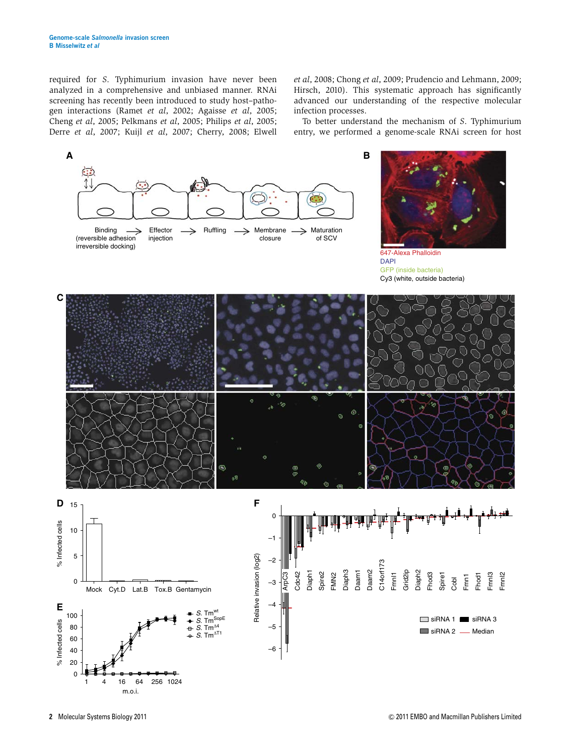required for *S.* Typhimurium invasion have never been analyzed in a comprehensive and unbiased manner. RNAi screening has recently been introduced to study host–pathogen interactions (Ramet *et al*, 2002; Agaisse *et al*, 2005; Cheng *et al*, 2005; Pelkmans *et al*, 2005; Philips *et al*, 2005; Derre *et al*, 2007; Kuijl *et al*, 2007; Cherry, 2008; Elwell *et al*, 2008; Chong *et al*, 2009; Prudencio and Lehmann, 2009; Hirsch, 2010). This systematic approach has significantly advanced our understanding of the respective molecular infection processes.

To better understand the mechanism of *S.* Typhimurium entry, we performed a genome-scale RNAi screen for host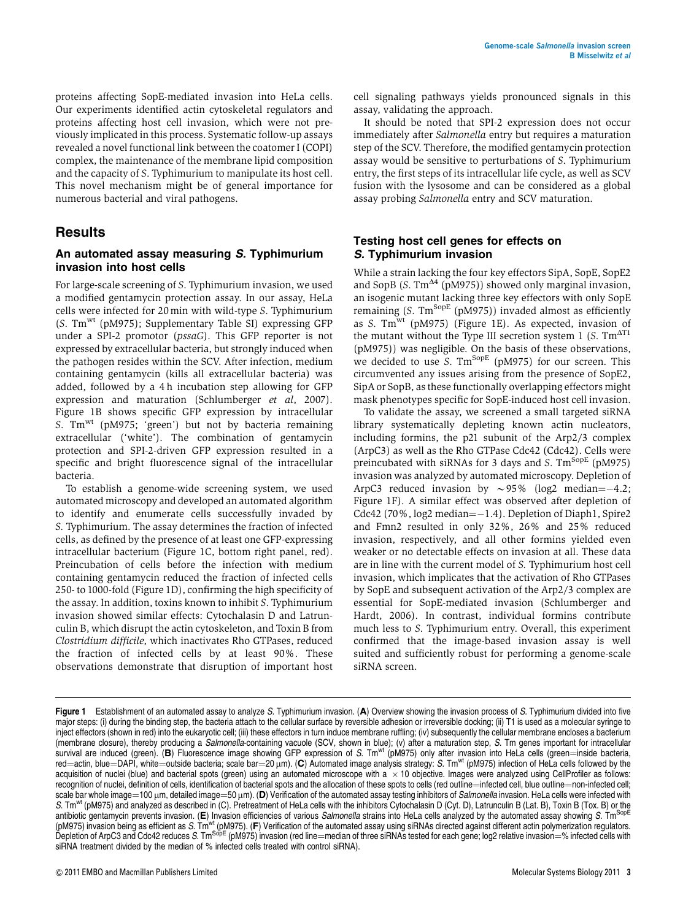proteins affecting SopE-mediated invasion into HeLa cells. Our experiments identified actin cytoskeletal regulators and proteins affecting host cell invasion, which were not previously implicated in this process. Systematic follow-up assays revealed a novel functional link between the coatomer I (COPI) complex, the maintenance of the membrane lipid composition and the capacity of *S.* Typhimurium to manipulate its host cell. This novel mechanism might be of general importance for numerous bacterial and viral pathogens.

## Results

### An automated assay measuring *S.* Typhimurium invasion into host cells

For large-scale screening of *S.* Typhimurium invasion, we used a modified gentamycin protection assay. In our assay, HeLa cells were infected for 20 min with wild-type *S.* Typhimurium (*S.* $Tm^{wt}$ (pM975); Supplementary Table SI) expressing GFP under a SPI-2 promotor (*pssaG*). This GFP reporter is not expressed by extracellular bacteria, but strongly induced when the pathogen resides within the SCV. After infection, medium containing gentamycin (kills all extracellular bacteria) was added, followed by a 4 h incubation step allowing for GFP expression and maturation (Schlumberger *et al*, 2007). Figure 1B shows specific GFP expression by intracellular *S.* $Tm^{wt}$ (pM975; 'green') but not by bacteria remaining extracellular ('white'). The combination of gentamycin protection and SPI-2-driven GFP expression resulted in a specific and bright fluorescence signal of the intracellular bacteria.

To establish a genome-wide screening system, we used automated microscopy and developed an automated algorithm to identify and enumerate cells successfully invaded by *S.* Typhimurium. The assay determines the fraction of infected cells, as defined by the presence of at least one GFP-expressing intracellular bacterium (Figure 1C, bottom right panel, red). Preincubation of cells before the infection with medium containing gentamycin reduced the fraction of infected cells 250- to 1000-fold (Figure 1D), confirming the high specificity of the assay. In addition, toxins known to inhibit *S.* Typhimurium invasion showed similar effects: Cytochalasin D and Latrunculin B, which disrupt the actin cytoskeleton, and Toxin B from *Clostridium difficile*, which inactivates Rho GTPases, reduced the fraction of infected cells by at least 90%. These observations demonstrate that disruption of important host cell signaling pathways yields pronounced signals in this assay, validating the approach.

It should be noted that SPI-2 expression does not occur immediately after *Salmonella* entry but requires a maturation step of the SCV. Therefore, the modified gentamycin protection assay would be sensitive to perturbations of *S.* Typhimurium entry, the first steps of its intracellular life cycle, as well as SCV fusion with the lysosome and can be considered as a global assay probing *Salmonella* entry and SCV maturation.

### Testing host cell genes for effects on *S.* Typhimurium invasion

While a strain lacking the four key effectors SipA, SopE, SopE2 and SopB (*S.* $Tm^{\Delta 4}$ (pM975)) showed only marginal invasion, an isogenic mutant lacking three key effectors with only SopE remaining (*S.* $Tm^{SopE}$ (pM975)) invaded almost as efficiently as *S.* $Tm^{wt}$ (pM975) (Figure 1E). As expected, invasion of the mutant without the Type III secretion system 1 (*S.* $Tm^{\Delta T1}$ (pM975)) was negligible. On the basis of these observations, we decided to use *S.* $Tm^{SopE}$ (pM975) for our screen. This circumvented any issues arising from the presence of SopE2, SipA or SopB, as these functionally overlapping effectors might mask phenotypes specific for SopE-induced host cell invasion.

To validate the assay, we screened a small targeted siRNA library systematically depleting known actin nucleators, including formins, the p21 subunit of the Arp2/3 complex (ArpC3) as well as the Rho GTPase Cdc42 (Cdc42). Cells were preincubated with siRNAs for 3 days and *S.* $Tm^{SopE}$ (pM975) invasion was analyzed by automated microscopy. Depletion of ArpC3 reduced invasion by ~95% (log2 median=−4.2; Figure 1F). A similar effect was observed after depletion of Cdc42 (70%, log2 median=−1.4). Depletion of Diaph1, Spire2 and Fmn2 resulted in only 32%, 26% and 25% reduced invasion, respectively, and all other formins yielded even weaker or no detectable effects on invasion at all. These data are in line with the current model of *S.* Typhimurium host cell invasion, which implicates that the activation of Rho GTPases by SopE and subsequent activation of the Arp2/3 complex are essential for SopE-mediated invasion (Schlumberger and Hardt, 2006). In contrast, individual formins contribute much less to *S.* Typhimurium entry. Overall, this experiment confirmed that the image-based invasion assay is well suited and sufficiently robust for performing a genome-scale siRNA screen.

**Figure 1** Establishment of an automated assay to analyze *S.* Typhimurium invasion. (**A**) Overview showing the invasion process of *S.* Typhimurium divided into five major steps: (i) during the binding step, the bacteria attach to the cellular surface by reversible adhesion or irreversible docking; (ii) T1 is used as a molecular syringe to inject effectors (shown in red) into the eukaryotic cell; (iii) these effectors in turn induce membrane ruffling; (iv) subsequently the cellular membrane encloses a bacterium (membrane closure), thereby producing a *Salmonella*-containing vacuole (SCV, shown in blue); (v) after a maturation step, *S.* Tm genes important for intracellular survival are induced (green). (**B**) Fluorescence image showing GFP expression of *S.* $Tm^{wt}$ (pM975) only after invasion into HeLa cells (green=inside bacteria, red=actin, blue=DAPI, white=outside bacteria; scale bar=20 μm). (**C**) Automated image analysis strategy: *S.* $Tm^{wt}$ (pM975) infection of HeLa cells followed by the acquisition of nuclei (blue) and bacterial spots (green) using an automated microscope with a ×10 objective. Images were analyzed using CellProfiler as follows: recognition of nuclei, definition of cells, identification of bacterial spots and the allocation of these spots to cells (red outline=infected cell, blue outline=non-infected cell; scale bar whole image=100 μm, detailed image=50 μm). (**D**) Verification of the automated assay testing inhibitors of *Salmonella* invasion. HeLa cells were infected with *S.* $Tm^{wt}$ (pM975) and analyzed as described in (C). Pretreatment of HeLa cells with the inhibitors Cytochalasin D (Cyt. D), Latrunculin B (Lat. B), Toxin B (Tox. B) or the antibiotic gentamycin prevents invasion. (**E**) Invasion efficiencies of various *Salmonella* strains into HeLa cells analyzed by the automated assay showing *S.* $Tm^{SopE}$ (pM975) invasion being as efficient as *S.* $Tm^{wt}$ (pM975). (**F**) Verification of the automated assay using siRNAs directed against different actin polymerization regulators. Depletion of ArpC3 and Cdc42 reduces *S.* $Tm^{SopE}$ (pM975) invasion (red line=median of three siRNAs tested for each gene; log2 relative invasion=% infected cells with siRNA treatment divided by the median of % infected cells treated with control siRNA).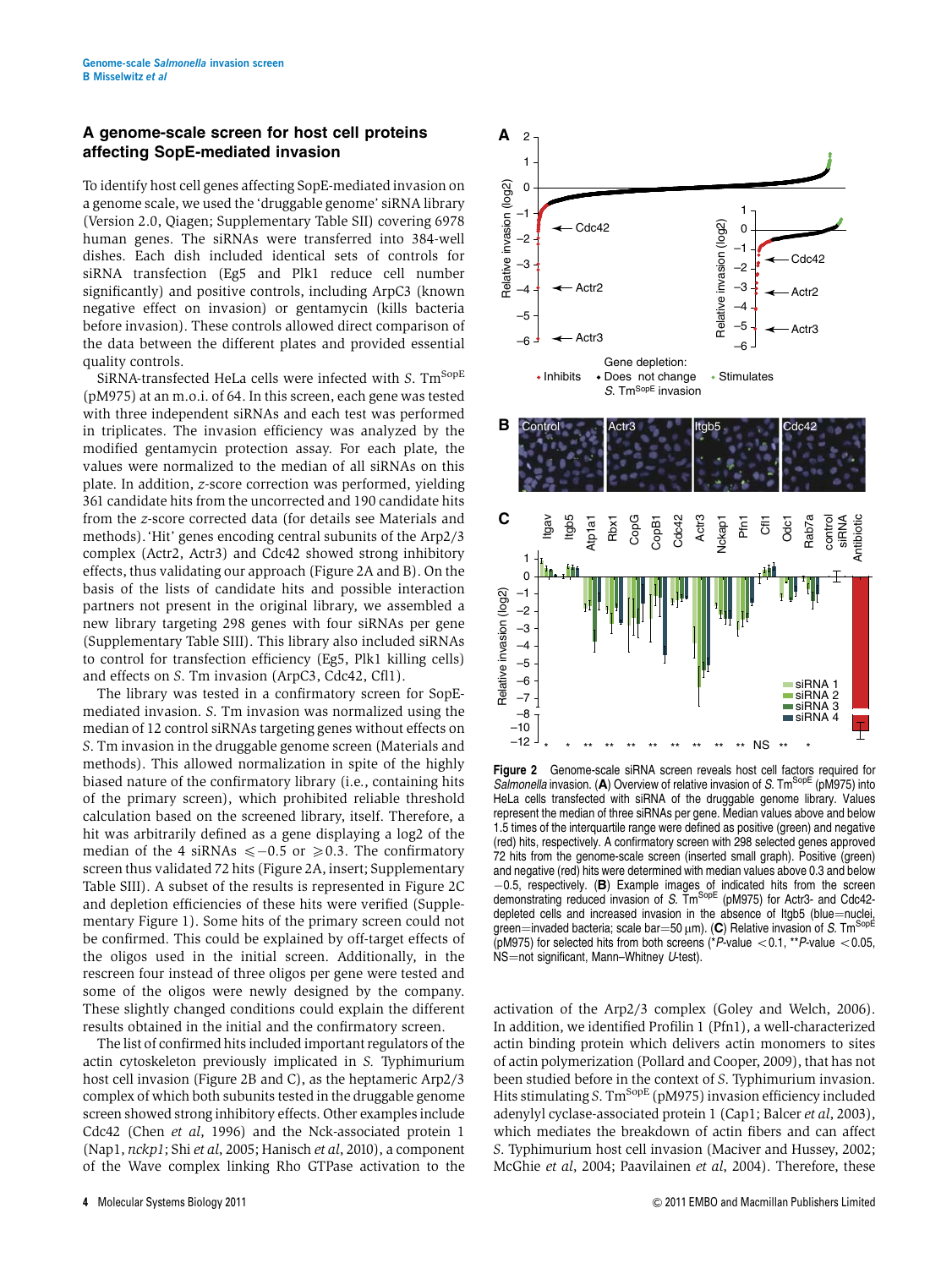## A genome-scale screen for host cell proteins affecting SopE-mediated invasion

To identify host cell genes affecting SopE-mediated invasion on a genome scale, we used the 'druggable genome' siRNA library (Version 2.0, Qiagen; Supplementary Table SII) covering 6978 human genes. The siRNAs were transferred into 384-well dishes. Each dish included identical sets of controls for siRNA transfection (Eg5 and Plk1 reduce cell number significantly) and positive controls, including ArpC3 (known negative effect on invasion) or gentamycin (kills bacteria before invasion). These controls allowed direct comparison of the data between the different plates and provided essential quality controls.

SiRNA-transfected HeLa cells were infected with *S*. Tm$^{SopE}$ (pM975) at an m.o.i. of 64. In this screen, each gene was tested with three independent siRNAs and each test was performed in triplicates. The invasion efficiency was analyzed by the modified gentamycin protection assay. For each plate, the values were normalized to the median of all siRNAs on this plate. In addition, *z*-score correction was performed, yielding 361 candidate hits from the uncorrected and 190 candidate hits from the *z*-score corrected data (for details see Materials and methods). 'Hit' genes encoding central subunits of the Arp2/3 complex (Actr2, Actr3) and Cdc42 showed strong inhibitory effects, thus validating our approach (Figure 2A and B). On the basis of the lists of candidate hits and possible interaction partners not present in the original library, we assembled a new library targeting 298 genes with four siRNAs per gene (Supplementary Table SIII). This library also included siRNAs to control for transfection efficiency (Eg5, Plk1 killing cells) and effects on *S*. Tm invasion (ArpC3, Cdc42, Cfl1).

The library was tested in a confirmatory screen for SopE-mediated invasion. *S*. Tm invasion was normalized using the median of 12 control siRNAs targeting genes without effects on *S*. Tm invasion in the druggable genome screen (Materials and methods). This allowed normalization in spite of the highly biased nature of the confirmatory library (i.e., containing hits of the primary screen), which prohibited reliable threshold calculation based on the screened library, itself. Therefore, a hit was arbitrarily defined as a gene displaying a log2 of the median of the 4 siRNAs $\leqslant -0.5$ or $\geqslant 0.3$. The confirmatory screen thus validated 72 hits (Figure 2A, insert; Supplementary Table SIII). A subset of the results is represented in Figure 2C and depletion efficiencies of these hits were verified (Supplementary Figure 1). Some hits of the primary screen could not be confirmed. This could be explained by off-target effects of the oligos used in the initial screen. Additionally, in the rescreen four instead of three oligos per gene were tested and some of the oligos were newly designed by the company. These slightly changed conditions could explain the different results obtained in the initial and the confirmatory screen.

The list of confirmed hits included important regulators of the actin cytoskeleton previously implicated in *S*. Typhimurium host cell invasion (Figure 2B and C), as the heptameric Arp2/3 complex of which both subunits tested in the druggable genome screen showed strong inhibitory effects. Other examples include Cdc42 (Chen *et al*, 1996) and the Nck-associated protein 1 (Nap1, *nckp1*; Shi *et al*, 2005; Hanisch *et al*, 2010), a component of the Wave complex linking Rho GTPase activation to the activation of the Arp2/3 complex (Goley and Welch, 2006). In addition, we identified Profilin 1 (Pfn1), a well-characterized actin binding protein which delivers actin monomers to sites of actin polymerization (Pollard and Cooper, 2009), that has not been studied before in the context of *S*. Typhimurium invasion. Hits stimulating *S*. Tm$^{SopE}$ (pM975) invasion efficiency included adenylyl cyclase-associated protein 1 (Cap1; Balcer *et al*, 2003), which mediates the breakdown of actin fibers and can affect *S*. Typhimurium host cell invasion (Maciver and Hussey, 2002; McGhie *et al*, 2004; Paavilainen *et al*, 2004). Therefore, these

**Figure 2** Genome-scale siRNA screen reveals host cell factors required for *Salmonella* invasion. (**A**) Overview of relative invasion of *S*. Tm$^{SopE}$ (pM975) into HeLa cells transfected with siRNA of the druggable genome library. Values represent the median of three siRNAs per gene. Median values above and below 1.5 times of the interquartile range were defined as positive (green) and negative (red) hits, respectively. A confirmatory screen with 298 selected genes approved 72 hits from the genome-scale screen (inserted small graph). Positive (green) and negative (red) hits were determined with median values above 0.3 and below −0.5, respectively. (**B**) Example images of indicated hits from the screen demonstrating reduced invasion of *S*. Tm$^{SopE}$ (pM975) for Actr3- and Cdc42-depleted cells and increased invasion in the absence of Itgb5 (blue=nuclei, green=invaded bacteria; scale bar=50 μm). (**C**) Relative invasion of *S*. Tm$^{SopE}$ (pM975) for selected hits from both screens (*$P$-value $<0.1$, **$P$-value $<0.05$, NS=not significant, Mann–Whitney *U*-test).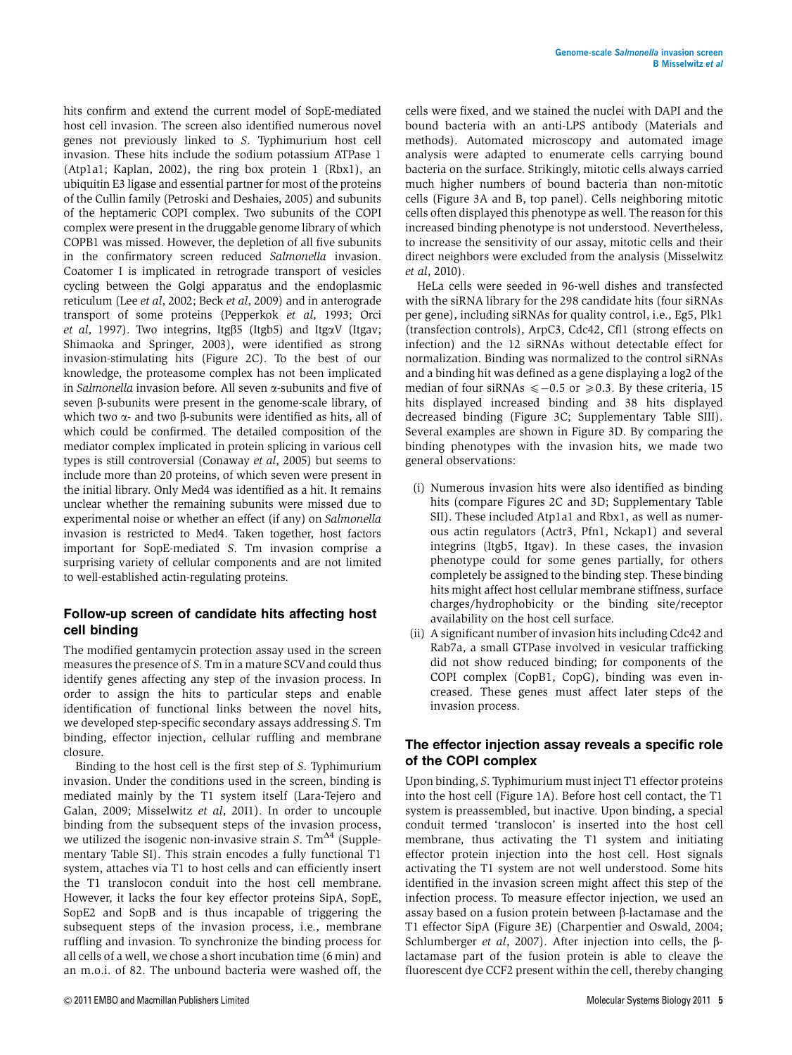hits confirm and extend the current model of SopE-mediated host cell invasion. The screen also identified numerous novel genes not previously linked to *S.* Typhimurium host cell invasion. These hits include the sodium potassium ATPase 1 (Atp1a1; Kaplan, 2002), the ring box protein 1 (Rbx1), an ubiquitin E3 ligase and essential partner for most of the proteins of the Cullin family (Petroski and Deshaies, 2005) and subunits of the heptameric COPI complex. Two subunits of the COPI complex were present in the druggable genome library of which COPB1 was missed. However, the depletion of all five subunits in the confirmatory screen reduced *Salmonella* invasion. Coatomer I is implicated in retrograde transport of vesicles cycling between the Golgi apparatus and the endoplasmic reticulum (Lee *et al*, 2002; Beck *et al*, 2009) and in anterograde transport of some proteins (Pepperkok *et al*, 1993; Orci *et al*, 1997). Two integrins, Itgβ5 (Itgb5) and ItgαV (Itgav; Shimaoka and Springer, 2003), were identified as strong invasion-stimulating hits (Figure 2C). To the best of our knowledge, the proteasome complex has not been implicated in *Salmonella* invasion before. All seven α-subunits and five of seven β-subunits were present in the genome-scale library, of which two α- and two β-subunits were identified as hits, all of which could be confirmed. The detailed composition of the mediator complex implicated in protein splicing in various cell types is still controversial (Conaway *et al*, 2005) but seems to include more than 20 proteins, of which seven were present in the initial library. Only Med4 was identified as a hit. It remains unclear whether the remaining subunits were missed due to experimental noise or whether an effect (if any) on *Salmonella* invasion is restricted to Med4. Taken together, host factors important for SopE-mediated *S.* Tm invasion comprise a surprising variety of cellular components and are not limited to well-established actin-regulating proteins.

## Follow-up screen of candidate hits affecting host cell binding

The modified gentamycin protection assay used in the screen measures the presence of *S.* Tm in a mature SCV and could thus identify genes affecting any step of the invasion process. In order to assign the hits to particular steps and enable identification of functional links between the novel hits, we developed step-specific secondary assays addressing *S.* Tm binding, effector injection, cellular ruffling and membrane closure.

Binding to the host cell is the first step of *S.* Typhimurium invasion. Under the conditions used in the screen, binding is mediated mainly by the T1 system itself (Lara-Tejero and Galan, 2009; Misselwitz *et al*, 2011). In order to uncouple binding from the subsequent steps of the invasion process, we utilized the isogenic non-invasive strain *S.* Tm$^{\Delta 4}$ (Supplementary Table SI). This strain encodes a fully functional T1 system, attaches via T1 to host cells and can efficiently insert the T1 translocon conduit into the host cell membrane. However, it lacks the four key effector proteins SipA, SopE, SopE2 and SopB and is thus incapable of triggering the subsequent steps of the invasion process, i.e., membrane ruffling and invasion. To synchronize the binding process for all cells of a well, we chose a short incubation time (6 min) and an m.o.i. of 82. The unbound bacteria were washed off, the cells were fixed, and we stained the nuclei with DAPI and the bound bacteria with an anti-LPS antibody (Materials and methods). Automated microscopy and automated image analysis were adapted to enumerate cells carrying bound bacteria on the surface. Strikingly, mitotic cells always carried much higher numbers of bound bacteria than non-mitotic cells (Figure 3A and B, top panel). Cells neighboring mitotic cells often displayed this phenotype as well. The reason for this increased binding phenotype is not understood. Nevertheless, to increase the sensitivity of our assay, mitotic cells and their direct neighbors were excluded from the analysis (Misselwitz *et al*, 2010).

HeLa cells were seeded in 96-well dishes and transfected with the siRNA library for the 298 candidate hits (four siRNAs per gene), including siRNAs for quality control, i.e., Eg5, Plk1 (transfection controls), ArpC3, Cdc42, Cfl1 (strong effects on infection) and the 12 siRNAs without detectable effect for normalization. Binding was normalized to the control siRNAs and a binding hit was defined as a gene displaying a log2 of the median of four siRNAs $\leqslant -0.5$ or $\geqslant 0.3$. By these criteria, 15 hits displayed increased binding and 38 hits displayed decreased binding (Figure 3C; Supplementary Table SIII). Several examples are shown in Figure 3D. By comparing the binding phenotypes with the invasion hits, we made two general observations:

(i) Numerous invasion hits were also identified as binding hits (compare Figures 2C and 3D; Supplementary Table SII). These included Atp1a1 and Rbx1, as well as numerous actin regulators (Actr3, Pfn1, Nckap1) and several integrins (Itgb5, Itgav). In these cases, the invasion phenotype could for some genes partially, for others completely be assigned to the binding step. These binding hits might affect host cellular membrane stiffness, surface charges/hydrophobicity or the binding site/receptor availability on the host cell surface.

(ii) A significant number of invasion hits including Cdc42 and Rab7a, a small GTPase involved in vesicular trafficking did not show reduced binding; for components of the COPI complex (CopB1, CopG), binding was even increased. These genes must affect later steps of the invasion process.

## The effector injection assay reveals a specific role of the COPI complex

Upon binding, *S.* Typhimurium must inject T1 effector proteins into the host cell (Figure 1A). Before host cell contact, the T1 system is preassembled, but inactive. Upon binding, a special conduit termed 'translocon' is inserted into the host cell membrane, thus activating the T1 system and initiating effector protein injection into the host cell. Host signals activating the T1 system are not well understood. Some hits identified in the invasion screen might affect this step of the infection process. To measure effector injection, we used an assay based on a fusion protein between β-lactamase and the T1 effector SipA (Figure 3E) (Charpentier and Oswald, 2004; Schlumberger *et al*, 2007). After injection into cells, the β-lactamase part of the fusion protein is able to cleave the fluorescent dye CCF2 present within the cell, thereby changing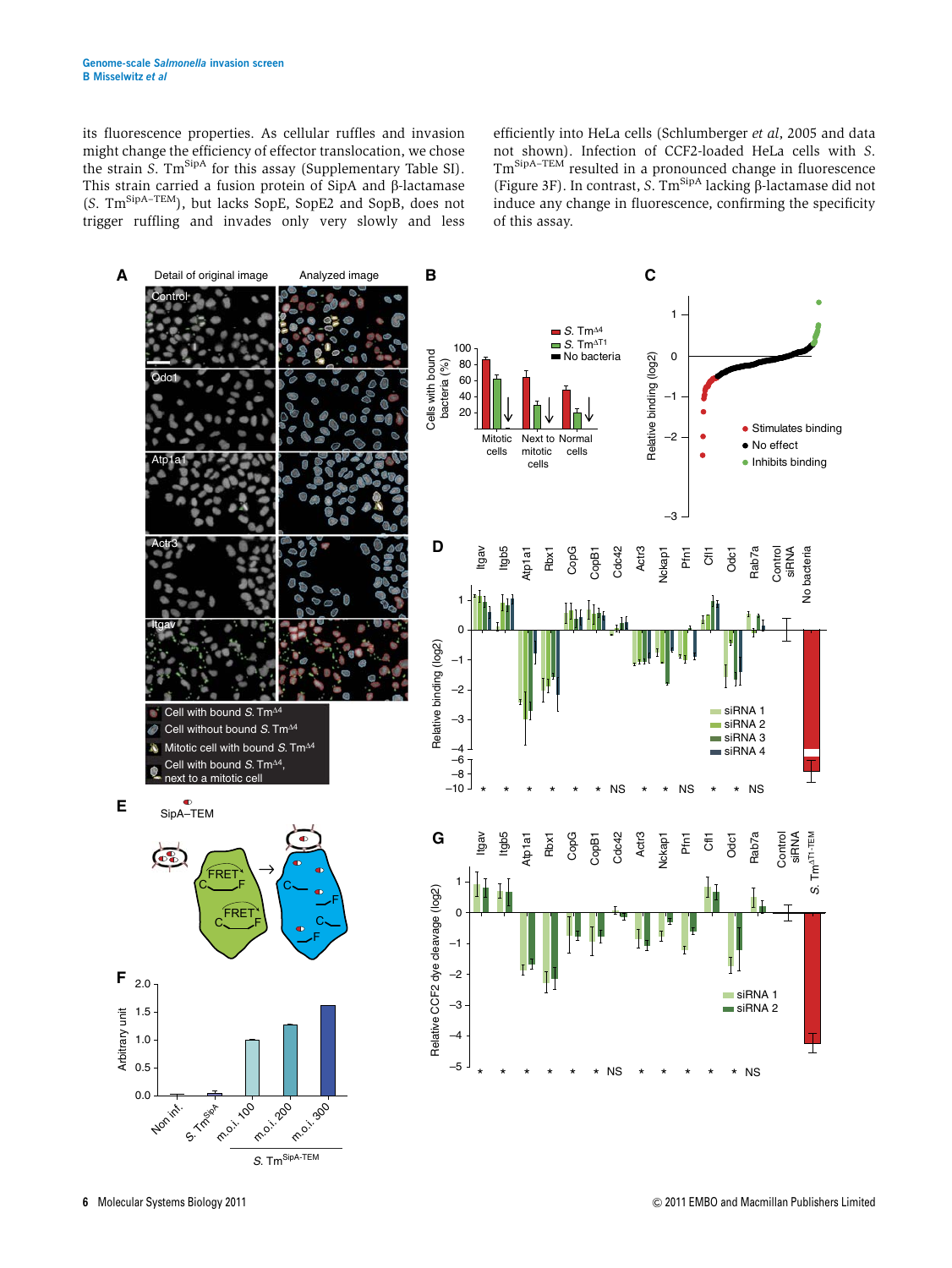its fluorescence properties. As cellular ruffles and invasion might change the efficiency of effector translocation, we chose the strain *S.* Tm$^{SipA}$ for this assay (Supplementary Table SI). This strain carried a fusion protein of SipA and β-lactamase (*S.* Tm$^{SipA-TEM}$), but lacks SopE, SopE2 and SopB, does not trigger ruffling and invades only very slowly and less efficiently into HeLa cells (Schlumberger *et al*, 2005 and data not shown). Infection of CCF2-loaded HeLa cells with *S.* Tm$^{SipA-TEM}$ resulted in a pronounced change in fluorescence (Figure 3F). In contrast, *S.* Tm$^{SipA}$ lacking β-lactamase did not induce any change in fluorescence, confirming the specificity of this assay.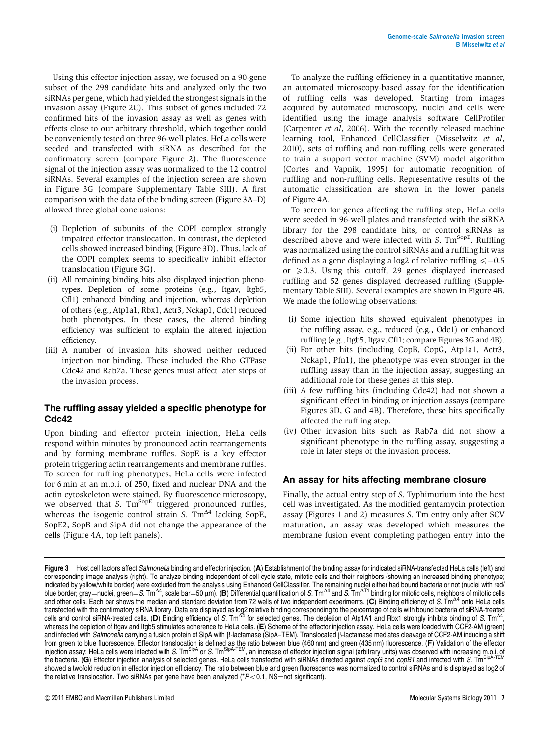Using this effector injection assay, we focused on a 90-gene subset of the 298 candidate hits and analyzed only the two siRNAs per gene, which had yielded the strongest signals in the invasion assay (Figure 2C). This subset of genes included 72 confirmed hits of the invasion assay as well as genes with effects close to our arbitrary threshold, which together could be conveniently tested on three 96-well plates. HeLa cells were seeded and transfected with siRNA as described for the confirmatory screen (compare Figure 2). The fluorescence signal of the injection assay was normalized to the 12 control siRNAs. Several examples of the injection screen are shown in Figure 3G (compare Supplementary Table SIII). A first comparison with the data of the binding screen (Figure 3A–D) allowed three global conclusions:

- (i) Depletion of subunits of the COPI complex strongly impaired effector translocation. In contrast, the depleted cells showed increased binding (Figure 3D). Thus, lack of the COPI complex seems to specifically inhibit effector translocation (Figure 3G).
- (ii) All remaining binding hits also displayed injection phenotypes. Depletion of some proteins (e.g., Itgav, Itgb5, Cfl1) enhanced binding and injection, whereas depletion of others (e.g., Atp1a1, Rbx1, Actr3, Nckap1, Odc1) reduced both phenotypes. In these cases, the altered binding efficiency was sufficient to explain the altered injection efficiency.
- (iii) A number of invasion hits showed neither reduced injection nor binding. These included the Rho GTPase Cdc42 and Rab7a. These genes must affect later steps of the invasion process.

## The ruffling assay yielded a specific phenotype for Cdc42

Upon binding and effector protein injection, HeLa cells respond within minutes by pronounced actin rearrangements and by forming membrane ruffles. SopE is a key effector protein triggering actin rearrangements and membrane ruffles. To screen for ruffling phenotypes, HeLa cells were infected for 6 min at an m.o.i. of 250, fixed and nuclear DNA and the actin cytoskeleton were stained. By fluorescence microscopy, we observed that *S.* Tm$^{SopE}$ triggered pronounced ruffles, whereas the isogenic control strain *S.* Tm$^{\Delta 4}$ lacking SopE, SopE2, SopB and SipA did not change the appearance of the cells (Figure 4A, top left panels).

To analyze the ruffling efficiency in a quantitative manner, an automated microscopy-based assay for the identification of ruffling cells was developed. Starting from images acquired by automated microscopy, nuclei and cells were identified using the image analysis software CellProfiler (Carpenter *et al*, 2006). With the recently released machine learning tool, Enhanced CellClassifier (Misselwitz *et al*, 2010), sets of ruffling and non-ruffling cells were generated to train a support vector machine (SVM) model algorithm (Cortes and Vapnik, 1995) for automatic recognition of ruffling and non-ruffling cells. Representative results of the automatic classification are shown in the lower panels of Figure 4A.

To screen for genes affecting the ruffling step, HeLa cells were seeded in 96-well plates and transfected with the siRNA library for the 298 candidate hits, or control siRNAs as described above and were infected with *S.* Tm$^{SopE}$. Ruffling was normalized using the control siRNAs and a ruffling hit was defined as a gene displaying a log2 of relative ruffling $\leqslant -0.5$ or $\geqslant 0.3$. Using this cutoff, 29 genes displayed increased ruffling and 52 genes displayed decreased ruffling (Supplementary Table SIII). Several examples are shown in Figure 4B. We made the following observations:

- (i) Some injection hits showed equivalent phenotypes in the ruffling assay, e.g., reduced (e.g., Odc1) or enhanced ruffling (e.g., Itgb5, Itgav, Cfl1; compare Figures 3G and 4B).
- (ii) For other hits (including CopB, CopG, Atp1a1, Actr3, Nckap1, Pfn1), the phenotype was even stronger in the ruffling assay than in the injection assay, suggesting an additional role for these genes at this step.
- (iii) A few ruffling hits (including Cdc42) had not shown a significant effect in binding or injection assays (compare Figures 3D, G and 4B). Therefore, these hits specifically affected the ruffling step.
- (iv) Other invasion hits such as Rab7a did not show a significant phenotype in the ruffling assay, suggesting a role in later steps of the invasion process.

## An assay for hits affecting membrane closure

Finally, the actual entry step of *S.* Typhimurium into the host cell was investigated. As the modified gentamycin protection assay (Figures 1 and 2) measures *S.* Tm entry only after SCV maturation, an assay was developed which measures the membrane fusion event completing pathogen entry into the

**Figure 3** Host cell factors affect *Salmonella* binding and effector injection. (**A**) Establishment of the binding assay for indicated siRNA-transfected HeLa cells (left) and corresponding image analysis (right). To analyze binding independent of cell cycle state, mitotic cells and their neighbors (showing an increased binding phenotype; indicated by yellow/white border) were excluded from the analysis using Enhanced CellClassifier. The remaining nuclei either had bound bacteria or not (nuclei with red/blue border; gray=nuclei, green=*S.* Tm$^{\Delta 4}$, scale bar=50 μm). (**B**) Differential quantification of *S.* Tm$^{\Delta 4}$ and *S.* Tm$^{\Delta T1}$ binding for mitotic cells, neighbors of mitotic cells and other cells. Each bar shows the median and standard deviation from 72 wells of two independent experiments. (**C**) Binding efficiency of *S.* Tm$^{\Delta 4}$ onto HeLa cells transfected with the confirmatory siRNA library. Data are displayed as log2 relative binding corresponding to the percentage of cells with bound bacteria of siRNA-treated cells and control siRNA-treated cells. (**D**) Binding efficiency of *S.* Tm$^{\Delta 4}$ for selected genes. The depletion of Atp1A1 and Rbx1 strongly inhibits binding of *S.* Tm$^{\Delta 4}$, whereas the depletion of Itgav and Itgb5 stimulates adherence to HeLa cells. (**E**) Scheme of the effector injection assay. HeLa cells were loaded with CCF2-AM (green) and infected with *Salmonella* carrying a fusion protein of SipA with β-lactamase (SipA–TEM). Translocated β-lactamase mediates cleavage of CCF2-AM inducing a shift from green to blue fluorescence. Effector translocation is defined as the ratio between blue (460 nm) and green (435 nm) fluorescence. (**F**) Validation of the effector injection assay: HeLa cells were infected with *S.* Tm$^{SipA}$ or *S.* Tm$^{SipA\text{-}TEM}$, an increase of effector injection signal (arbitrary units) was observed with increasing m.o.i. of the bacteria. (**G**) Effector injection analysis of selected genes. HeLa cells transfected with siRNAs directed against *copG* and *copB1* and infected with *S.* Tm$^{SipA\text{-}TEM}$ showed a twofold reduction in effector injection efficiency. The ratio between blue and green fluorescence was normalized to control siRNAs and is displayed as log2 of the relative translocation. Two siRNAs per gene have been analyzed (*$P<0.1$, NS=not significant).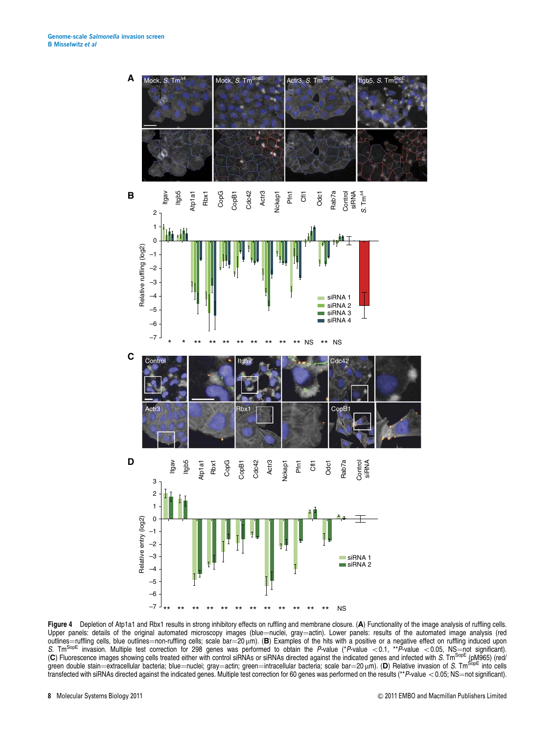**Figure 4** Depletion of Atp1a1 and Rbx1 results in strong inhibitory effects on ruffling and membrane closure. (**A**) Functionality of the image analysis of ruffling cells. Upper panels: details of the original automated microscopy images (blue=nuclei, gray=actin). Lower panels: results of the automated image analysis (red outlines=ruffling cells, blue outlines=non-ruffling cells; scale bar=20 μm). (**B**) Examples of the hits with a positive or a negative effect on ruffling induced upon *S.* Tm$^{SopE}$ invasion. Multiple test correction for 298 genes was performed to obtain the *P*-value (**P*-value <0.1, ***P*-value <0.05, NS=not significant). (**C**) Fluorescence images showing cells treated either with control siRNAs or siRNAs directed against the indicated genes and infected with *S.* Tm$^{SopE}$ (pM965) (red/green double stain=extracellular bacteria; blue=nuclei; gray=actin; green=intracellular bacteria; scale bar=20 μm). (**D**) Relative invasion of *S.* Tm$^{SopE}$ into cells transfected with siRNAs directed against the indicated genes. Multiple test correction for 60 genes was performed on the results (***P*-value <0.05; NS=not significant).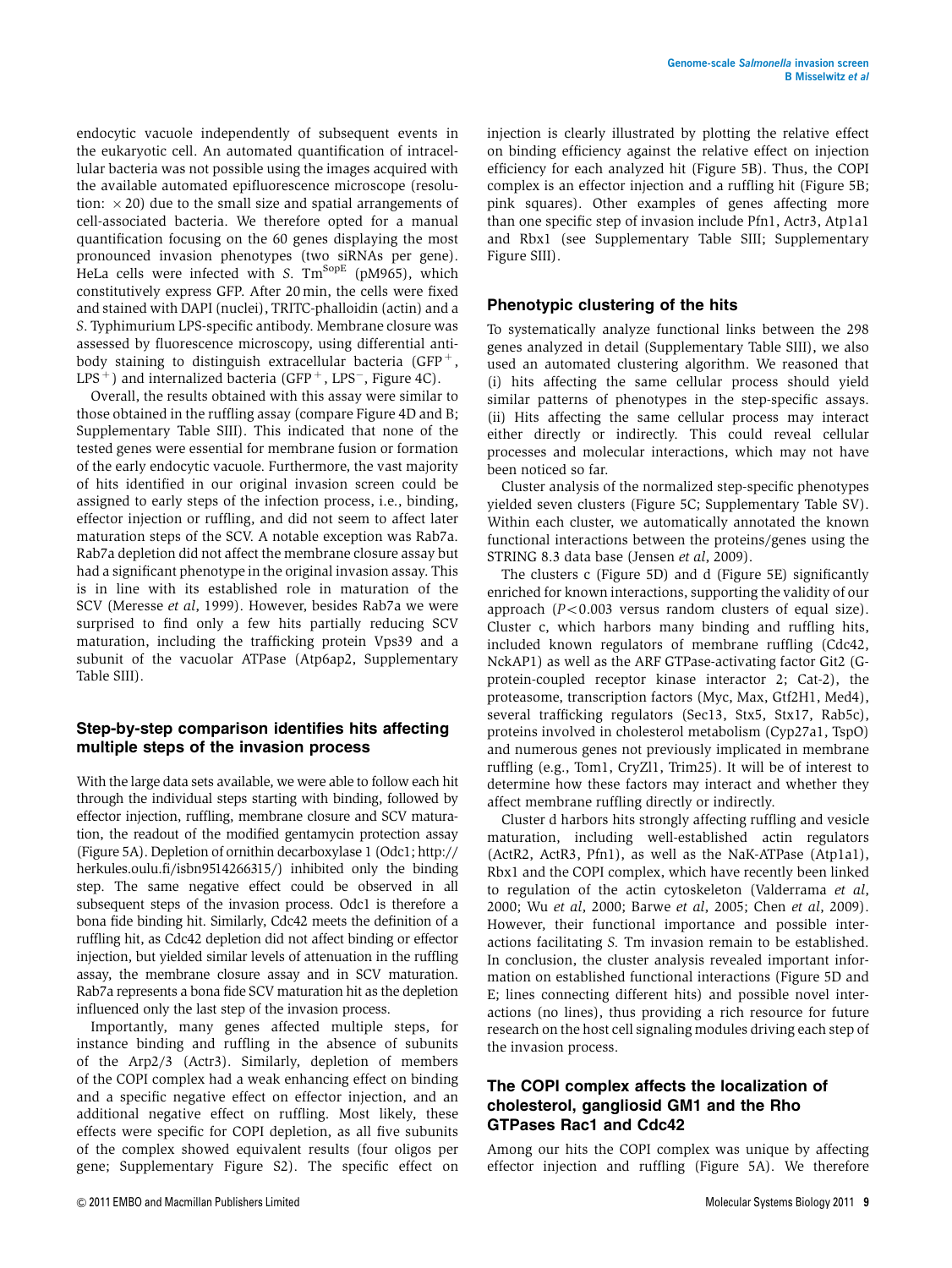endocytic vacuole independently of subsequent events in the eukaryotic cell. An automated quantification of intracellular bacteria was not possible using the images acquired with the available automated epifluorescence microscope (resolution: $\times 20$) due to the small size and spatial arrangements of cell-associated bacteria. We therefore opted for a manual quantification focusing on the 60 genes displaying the most pronounced invasion phenotypes (two siRNAs per gene). HeLa cells were infected with *S*. $Tm^{SopE}$ (pM965), which constitutively express GFP. After 20 min, the cells were fixed and stained with DAPI (nuclei), TRITC-phalloidin (actin) and a *S*. Typhimurium LPS-specific antibody. Membrane closure was assessed by fluorescence microscopy, using differential antibody staining to distinguish extracellular bacteria ($GFP^{+}$, $LPS^{+}$) and internalized bacteria ($GFP^{+}$, $LPS^{-}$, Figure 4C).

Overall, the results obtained with this assay were similar to those obtained in the ruffling assay (compare Figure 4D and B; Supplementary Table SIII). This indicated that none of the tested genes were essential for membrane fusion or formation of the early endocytic vacuole. Furthermore, the vast majority of hits identified in our original invasion screen could be assigned to early steps of the infection process, i.e., binding, effector injection or ruffling, and did not seem to affect later maturation steps of the SCV. A notable exception was Rab7a. Rab7a depletion did not affect the membrane closure assay but had a significant phenotype in the original invasion assay. This is in line with its established role in maturation of the SCV (Meresse *et al*, 1999). However, besides Rab7a we were surprised to find only a few hits partially reducing SCV maturation, including the trafficking protein Vps39 and a subunit of the vacuolar ATPase (Atp6ap2, Supplementary Table SIII).

## Step-by-step comparison identifies hits affecting multiple steps of the invasion process

With the large data sets available, we were able to follow each hit through the individual steps starting with binding, followed by effector injection, ruffling, membrane closure and SCV maturation, the readout of the modified gentamycin protection assay (Figure 5A). Depletion of ornithin decarboxylase 1 (Odc1; http://herkules.oulu.fi/isbn9514266315/) inhibited only the binding step. The same negative effect could be observed in all subsequent steps of the invasion process. Odc1 is therefore a bona fide binding hit. Similarly, Cdc42 meets the definition of a ruffling hit, as Cdc42 depletion did not affect binding or effector injection, but yielded similar levels of attenuation in the ruffling assay, the membrane closure assay and in SCV maturation. Rab7a represents a bona fide SCV maturation hit as the depletion influenced only the last step of the invasion process.

Importantly, many genes affected multiple steps, for instance binding and ruffling in the absence of subunits of the Arp2/3 (Actr3). Similarly, depletion of members of the COPI complex had a weak enhancing effect on binding and a specific negative effect on effector injection, and an additional negative effect on ruffling. Most likely, these effects were specific for COPI depletion, as all five subunits of the complex showed equivalent results (four oligos per gene; Supplementary Figure S2). The specific effect on injection is clearly illustrated by plotting the relative effect on binding efficiency against the relative effect on injection efficiency for each analyzed hit (Figure 5B). Thus, the COPI complex is an effector injection and a ruffling hit (Figure 5B; pink squares). Other examples of genes affecting more than one specific step of invasion include Pfn1, Actr3, Atp1a1 and Rbx1 (see Supplementary Table SIII; Supplementary Figure SIII).

## Phenotypic clustering of the hits

To systematically analyze functional links between the 298 genes analyzed in detail (Supplementary Table SIII), we also used an automated clustering algorithm. We reasoned that (i) hits affecting the same cellular process should yield similar patterns of phenotypes in the step-specific assays. (ii) Hits affecting the same cellular process may interact either directly or indirectly. This could reveal cellular processes and molecular interactions, which may not have been noticed so far.

Cluster analysis of the normalized step-specific phenotypes yielded seven clusters (Figure 5C; Supplementary Table SV). Within each cluster, we automatically annotated the known functional interactions between the proteins/genes using the STRING 8.3 data base (Jensen *et al*, 2009).

The clusters c (Figure 5D) and d (Figure 5E) significantly enriched for known interactions, supporting the validity of our approach ($P<0.003$ versus random clusters of equal size). Cluster c, which harbors many binding and ruffling hits, included known regulators of membrane ruffling (Cdc42, NckAP1) as well as the ARF GTPase-activating factor Git2 (G-protein-coupled receptor kinase interactor 2; Cat-2), the proteasome, transcription factors (Myc, Max, Gtf2H1, Med4), several trafficking regulators (Sec13, Stx5, Stx17, Rab5c), proteins involved in cholesterol metabolism (Cyp27a1, TspO) and numerous genes not previously implicated in membrane ruffling (e.g., Tom1, CryZl1, Trim25). It will be of interest to determine how these factors may interact and whether they affect membrane ruffling directly or indirectly.

Cluster d harbors hits strongly affecting ruffling and vesicle maturation, including well-established actin regulators (ActR2, ActR3, Pfn1), as well as the NaK-ATPase (Atp1a1), Rbx1 and the COPI complex, which have recently been linked to regulation of the actin cytoskeleton (Valderrama *et al*, 2000; Wu *et al*, 2000; Barwe *et al*, 2005; Chen *et al*, 2009). However, their functional importance and possible interactions facilitating *S.* Tm invasion remain to be established. In conclusion, the cluster analysis revealed important information on established functional interactions (Figure 5D and E; lines connecting different hits) and possible novel interactions (no lines), thus providing a rich resource for future research on the host cell signaling modules driving each step of the invasion process.

## The COPI complex affects the localization of cholesterol, gangliosid GM1 and the Rho GTPases Rac1 and Cdc42

Among our hits the COPI complex was unique by affecting effector injection and ruffling (Figure 5A). We therefore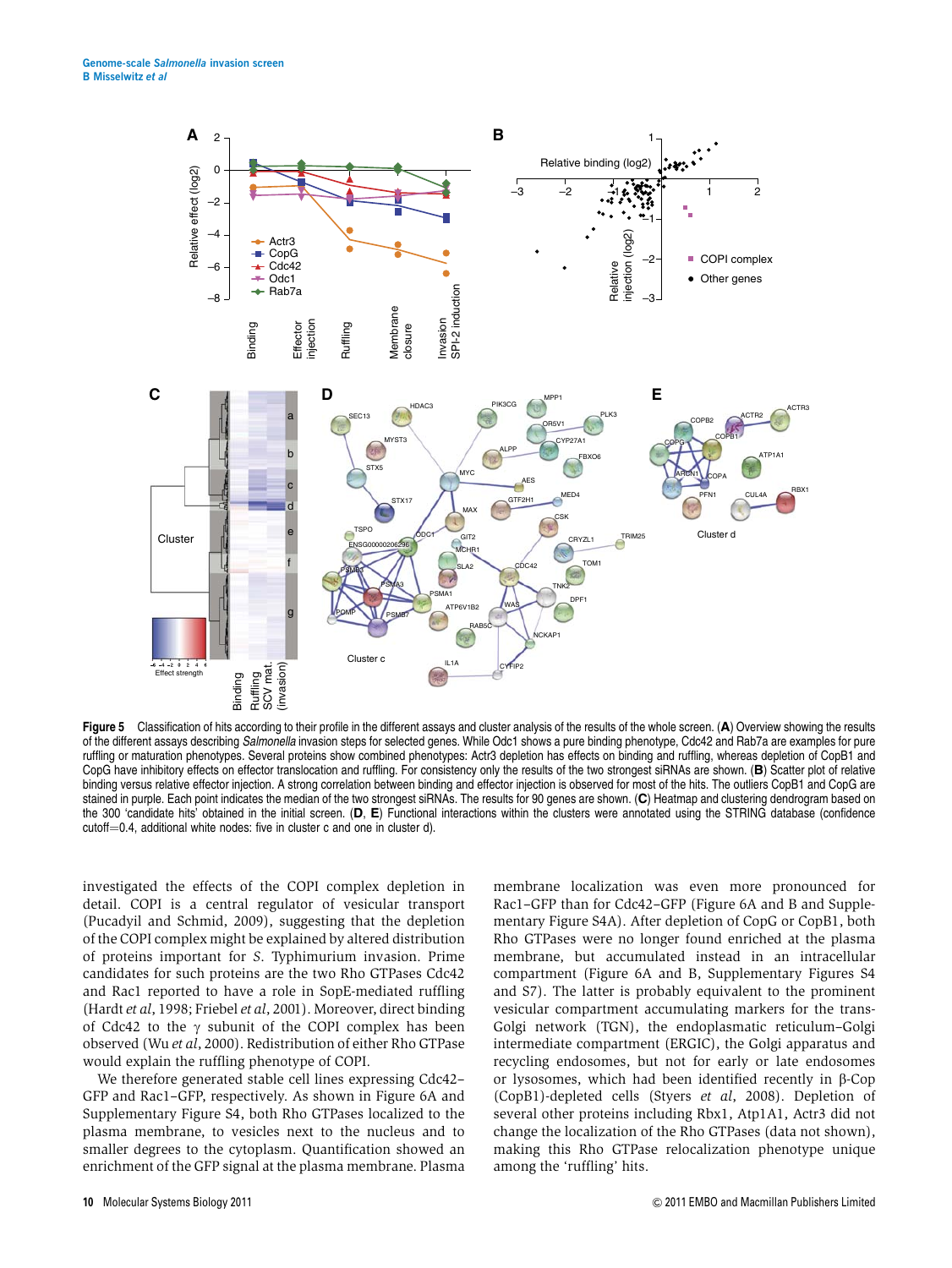**Figure 5** Classification of hits according to their profile in the different assays and cluster analysis of the results of the whole screen. (**A**) Overview showing the results of the different assays describing *Salmonella* invasion steps for selected genes. While Odc1 shows a pure binding phenotype, Cdc42 and Rab7a are examples for pure ruffling or maturation phenotypes. Several proteins show combined phenotypes: Actr3 depletion has effects on binding and ruffling, whereas depletion of CopB1 and CopG have inhibitory effects on effector translocation and ruffling. For consistency only the results of the two strongest siRNAs are shown. (**B**) Scatter plot of relative binding versus relative effector injection. A strong correlation between binding and effector injection is observed for most of the hits. The outliers CopB1 and CopG are stained in purple. Each point indicates the median of the two strongest siRNAs. The results for 90 genes are shown. (**C**) Heatmap and clustering dendrogram based on the 300 'candidate hits' obtained in the initial screen. (**D**, **E**) Functional interactions within the clusters were annotated using the STRING database (confidence cutoff=0.4, additional white nodes: five in cluster c and one in cluster d).

investigated the effects of the COPI complex depletion in detail. COPI is a central regulator of vesicular transport (Pucadyil and Schmid, 2009), suggesting that the depletion of the COPI complex might be explained by altered distribution of proteins important for *S.* Typhimurium invasion. Prime candidates for such proteins are the two Rho GTPases Cdc42 and Rac1 reported to have a role in SopE-mediated ruffling (Hardt *et al*, 1998; Friebel *et al*, 2001). Moreover, direct binding of Cdc42 to the $\gamma$ subunit of the COPI complex has been observed (Wu *et al*, 2000). Redistribution of either Rho GTPase would explain the ruffling phenotype of COPI.

We therefore generated stable cell lines expressing Cdc42–GFP and Rac1–GFP, respectively. As shown in Figure 6A and Supplementary Figure S4, both Rho GTPases localized to the plasma membrane, to vesicles next to the nucleus and to smaller degrees to the cytoplasm. Quantification showed an enrichment of the GFP signal at the plasma membrane. Plasma membrane localization was even more pronounced for Rac1–GFP than for Cdc42–GFP (Figure 6A and Supplementary Figure S4A). After depletion of CopG or CopB1, both Rho GTPases were no longer found enriched at the plasma membrane, but accumulated instead in an intracellular compartment (Figure 6A and B, Supplementary Figures S4 and S7). The latter is probably equivalent to the prominent vesicular compartment accumulating markers for the trans-Golgi network (TGN), the endoplasmatic reticulum–Golgi intermediate compartment (ERGIC), the Golgi apparatus and recycling endosomes, but not for early or late endosomes or lysosomes, which had been identified recently in β-Cop (CopB1)-depleted cells (Styers *et al*, 2008). Depletion of several other proteins including Rbx1, Atp1A1, Actr3 did not change the localization of the Rho GTPases (data not shown), making this Rho GTPase relocalization phenotype unique among the 'ruffling' hits.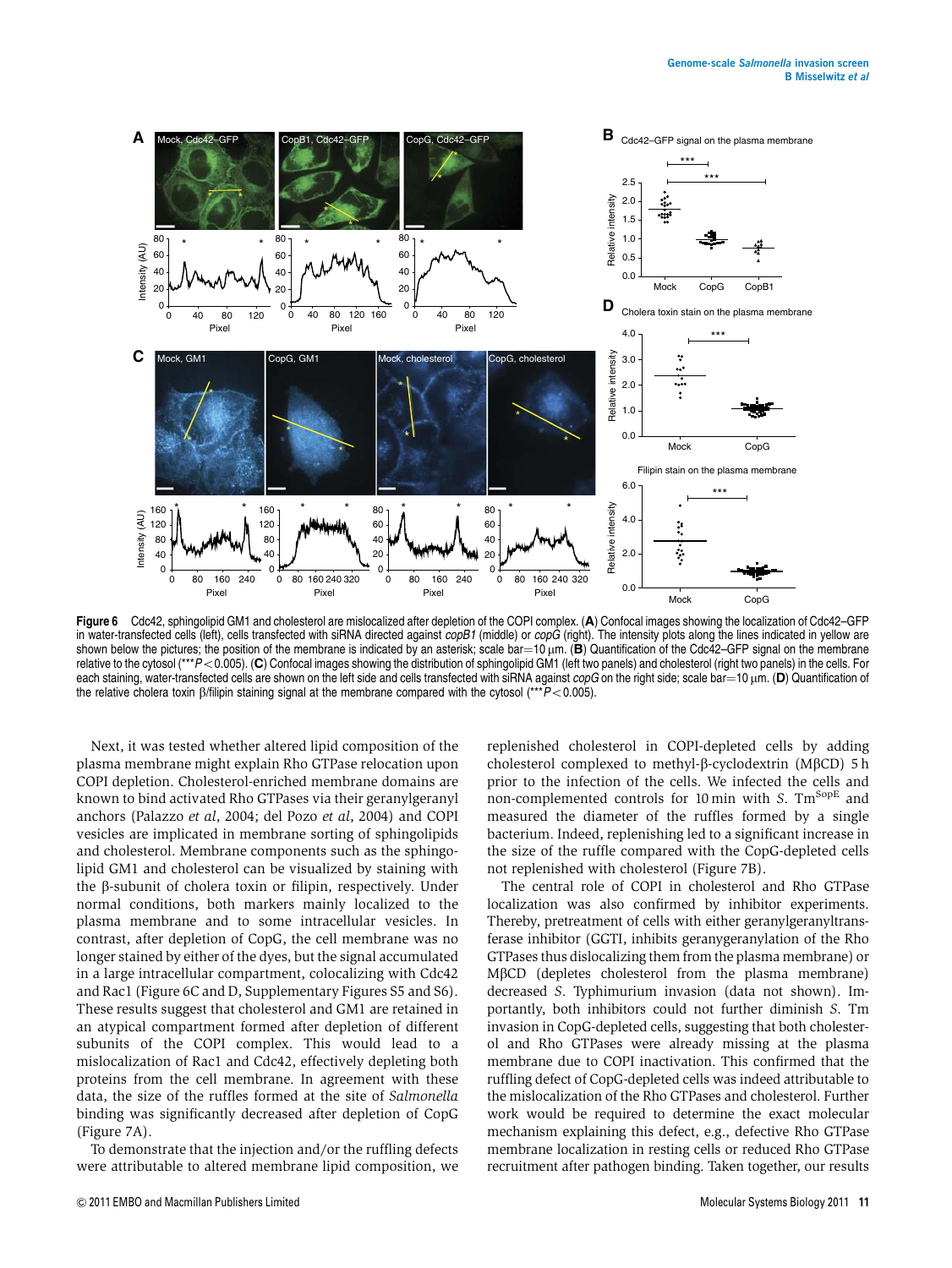**Figure 6** Cdc42, sphingolipid GM1 and cholesterol are mislocalized after depletion of the COPI complex. (**A**) Confocal images showing the localization of Cdc42–GFP in water-transfected cells (left), cells transfected with siRNA directed against *copB1* (middle) or *copG* (right). The intensity plots along the lines indicated in yellow are shown below the pictures; the position of the membrane is indicated by an asterisk; scale bar=10 μm. (**B**) Quantification of the Cdc42–GFP signal on the membrane relative to the cytosol (***$P<0.005$). (**C**) Confocal images showing the distribution of sphingolipid GM1 (left two panels) and cholesterol (right two panels) in the cells. For each staining, water-transfected cells are shown on the left side and cells transfected with siRNA against *copG* on the right side; scale bar=10 μm. (**D**) Quantification of the relative cholera toxin β/filipin staining signal at the membrane compared with the cytosol (***$P<0.005$).

Next, it was tested whether altered lipid composition of the plasma membrane might explain Rho GTPase relocation upon COPI depletion. Cholesterol-enriched membrane domains are known to bind activated Rho GTPases via their geranylgeranyl anchors (Palazzo *et al*, 2004; del Pozo *et al*, 2004) and COPI vesicles are implicated in membrane sorting of sphingolipids and cholesterol. Membrane components such as the sphingolipid GM1 and cholesterol can be visualized by staining with the β-subunit of cholera toxin or filipin, respectively. Under normal conditions, both markers mainly localized to the plasma membrane and to some intracellular vesicles. In contrast, after depletion of CopG, the cell membrane was no longer stained by either of the dyes, but the signal accumulated in a large intracellular compartment, colocalizing with Cdc42 and Rac1 (Figure 6C and D, Supplementary Figures S5 and S6). These results suggest that cholesterol and GM1 are retained in an atypical compartment formed after depletion of different subunits of the COPI complex. This would lead to a mislocalization of Rac1 and Cdc42, effectively depleting both proteins from the cell membrane. In agreement with these data, the size of the ruffles formed at the site of *Salmonella* binding was significantly decreased after depletion of CopG (Figure 7A).

To demonstrate that the injection and/or the ruffling defects were attributable to altered membrane lipid composition, we replenished cholesterol in COPI-depleted cells by adding cholesterol complexed to methyl-β-cyclodextrin (MβCD) 5 h prior to the infection of the cells. We infected the cells and non-complemented controls for 10 min with *S*. Tm$^{\mathrm{SopE}}$ and measured the diameter of the ruffles formed by a single bacterium. Indeed, replenishing led to a significant increase in the size of the ruffle compared with the CopG-depleted cells not replenished with cholesterol (Figure 7B).

The central role of COPI in cholesterol and Rho GTPase localization was also confirmed by inhibitor experiments. Thereby, pretreatment of cells with either geranylgeranyltransferase inhibitor (GGTI, inhibits geranygeranylation of the Rho GTPases thus dislocalizing them from the plasma membrane) or MβCD (depletes cholesterol from the plasma membrane) decreased *S*. Typhimurium invasion (data not shown). Importantly, both inhibitors could not further diminish *S*. Tm invasion in CopG-depleted cells, suggesting that both cholesterol and Rho GTPases were already missing at the plasma membrane due to COPI inactivation. This confirmed that the ruffling defect of CopG-depleted cells was indeed attributable to the mislocalization of the Rho GTPases and cholesterol. Further work would be required to determine the exact molecular mechanism explaining this defect, e.g., defective Rho GTPase membrane localization in resting cells or reduced Rho GTPase recruitment after pathogen binding. Taken together, our results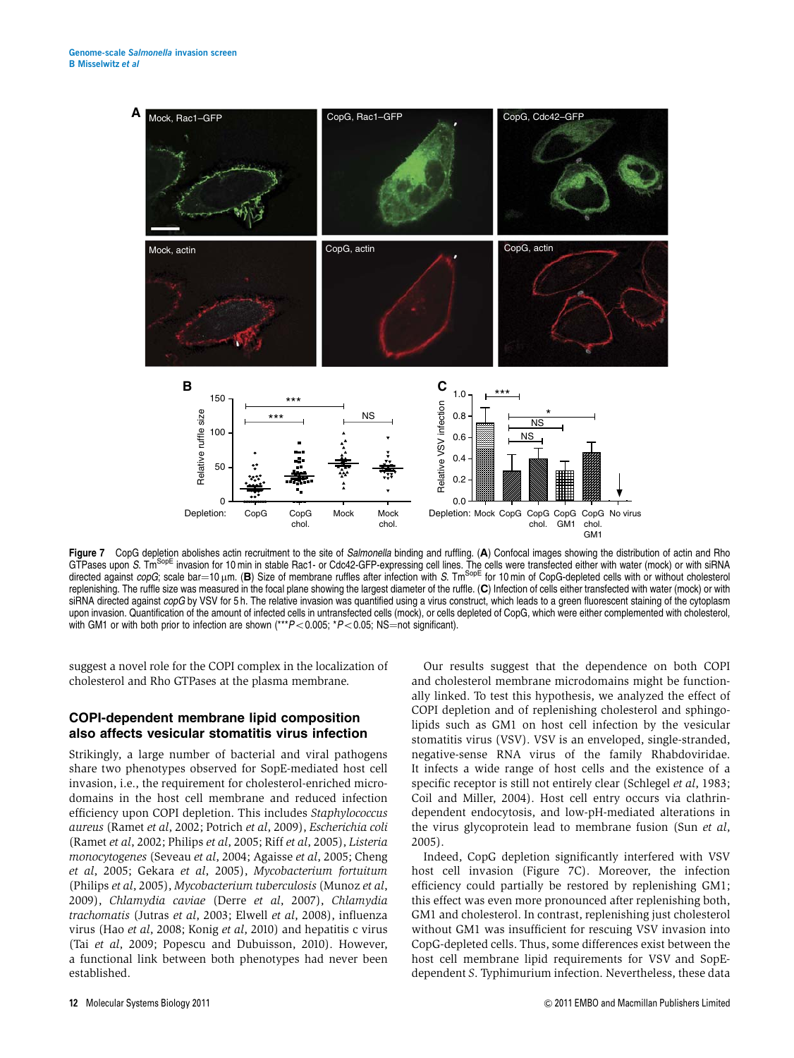**Figure 7** CopG depletion abolishes actin recruitment to the site of *Salmonella* binding and ruffling. (**A**) Confocal images showing the distribution of actin and Rho GTPases upon *S*. Tm$^{SopE}$ invasion for 10 min in stable Rac1- or Cdc42-GFP-expressing cell lines. The cells were transfected either with water (mock) or with siRNA directed against *copG*; scale bar=10 μm. (**B**) Size of membrane ruffles after infection with *S*. Tm$^{SopE}$ for 10 min of CopG-depleted cells with or without cholesterol replenishing. The ruffle size was measured in the focal plane showing the largest diameter of the ruffle. (**C**) Infection of cells either transfected with water (mock) or with siRNA directed against *copG* by VSV for 5 h. The relative invasion was quantified using a virus construct, which leads to a green fluorescent staining of the cytoplasm upon invasion. Quantification of the amount of infected cells in untransfected cells (mock), or cells depleted of CopG, which were either complemented with cholesterol, with GM1 or with both prior to infection are shown (***$P<0.005$; *$P<0.05$; NS=not significant).

suggest a novel role for the COPI complex in the localization of cholesterol and Rho GTPases at the plasma membrane.

## COPI-dependent membrane lipid composition also affects vesicular stomatitis virus infection

Strikingly, a large number of bacterial and viral pathogens share two phenotypes observed for SopE-mediated host cell invasion, i.e., the requirement for cholesterol-enriched microdomains in the host cell membrane and reduced infection efficiency upon COPI depletion. This includes *Staphylococcus aureus* (Ramet *et al*, 2002; Potrich *et al*, 2009), *Escherichia coli* (Ramet *et al*, 2002; Philips *et al*, 2005; Riff *et al*, 2005), *Listeria monocytogenes* (Seveau *et al*, 2004; Agaisse *et al*, 2005; Cheng *et al*, 2005; Gekara *et al*, 2005), *Mycobacterium fortuitum* (Philips *et al*, 2005), *Mycobacterium tuberculosis* (Munoz *et al*, 2009), *Chlamydia caviae* (Derre *et al*, 2007), *Chlamydia trachomatis* (Jutras *et al*, 2003; Elwell *et al*, 2008), influenza virus (Hao *et al*, 2008; Konig *et al*, 2010) and hepatitis c virus (Tai *et al*, 2009; Popescu and Dubuisson, 2010). However, a functional link between both phenotypes had never been established.

Our results suggest that the dependence on both COPI and cholesterol membrane microdomains might be functionally linked. To test this hypothesis, we analyzed the effect of COPI depletion and of replenishing cholesterol and sphingolipids such as GM1 on host cell infection by the vesicular stomatitis virus (VSV). VSV is an enveloped, single-stranded, negative-sense RNA virus of the family Rhabdoviridae. It infects a wide range of host cells and the existence of a specific receptor is still not entirely clear (Schlegel *et al*, 1983; Coil and Miller, 2004). Host cell entry occurs via clathrin-dependent endocytosis, and low-pH-mediated alterations in the virus glycoprotein lead to membrane fusion (Sun *et al*, 2005).

Indeed, CopG depletion significantly interfered with VSV host cell invasion (Figure 7C). Moreover, the infection efficiency could partially be restored by replenishing GM1; this effect was even more pronounced after replenishing both, GM1 and cholesterol. In contrast, replenishing just cholesterol without GM1 was insufficient for rescuing VSV invasion into CopG-depleted cells. Thus, some differences exist between the host cell membrane lipid requirements for VSV and SopE-dependent *S*. Typhimurium infection. Nevertheless, these data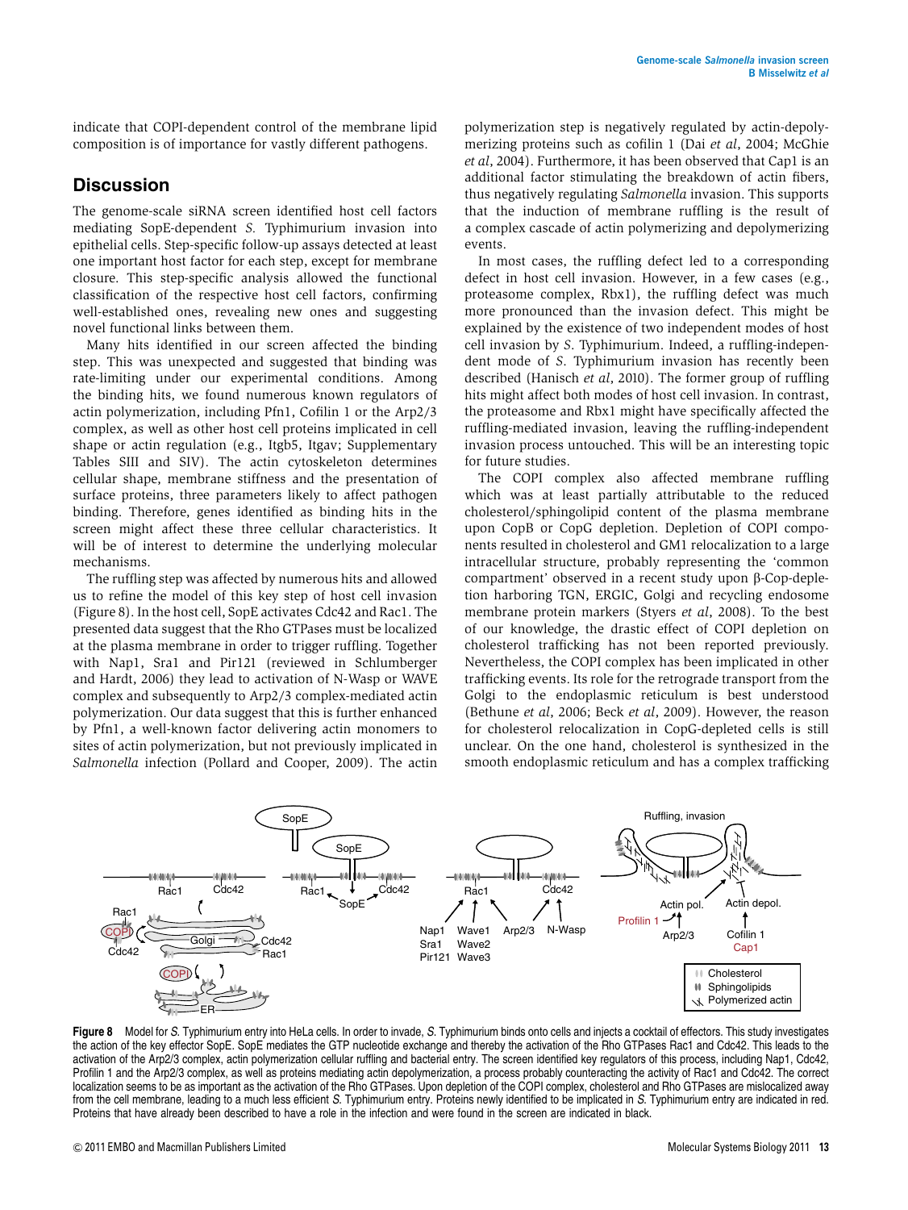indicate that COPI-dependent control of the membrane lipid composition is of importance for vastly different pathogens.

## Discussion

The genome-scale siRNA screen identified host cell factors mediating SopE-dependent *S.* Typhimurium invasion into epithelial cells. Step-specific follow-up assays detected at least one important host factor for each step, except for membrane closure. This step-specific analysis allowed the functional classification of the respective host cell factors, confirming well-established ones, revealing new ones and suggesting novel functional links between them.

Many hits identified in our screen affected the binding step. This was unexpected and suggested that binding was rate-limiting under our experimental conditions. Among the binding hits, we found numerous known regulators of actin polymerization, including Pfn1, Cofilin 1 or the Arp2/3 complex, as well as other host cell proteins implicated in cell shape or actin regulation (e.g., Itgb5, Itgav; Supplementary Tables SIII and SIV). The actin cytoskeleton determines cellular shape, membrane stiffness and the presentation of surface proteins, three parameters likely to affect pathogen binding. Therefore, genes identified as binding hits in the screen might affect these three cellular characteristics. It will be of interest to determine the underlying molecular mechanisms.

The ruffling step was affected by numerous hits and allowed us to refine the model of this key step of host cell invasion (Figure 8). In the host cell, SopE activates Cdc42 and Rac1. The presented data suggest that the Rho GTPases must be localized at the plasma membrane in order to trigger ruffling. Together with Nap1, Sra1 and Pir121 (reviewed in Schlumberger and Hardt, 2006) they lead to activation of N-Wasp or WAVE complex and subsequently to Arp2/3 complex-mediated actin polymerization. Our data suggest that this is further enhanced by Pfn1, a well-known factor delivering actin monomers to sites of actin polymerization, but not previously implicated in *Salmonella* infection (Pollard and Cooper, 2009). The actin polymerization step is negatively regulated by actin-depolymerizing proteins such as cofilin 1 (Dai *et al*, 2004; McGhie *et al*, 2004). Furthermore, it has been observed that Cap1 is an additional factor stimulating the breakdown of actin fibers, thus negatively regulating *Salmonella* invasion. This supports that the induction of membrane ruffling is the result of a complex cascade of actin polymerizing and depolymerizing events.

In most cases, the ruffling defect led to a corresponding defect in host cell invasion. However, in a few cases (e.g., proteasome complex, Rbx1), the ruffling defect was much more pronounced than the invasion defect. This might be explained by the existence of two independent modes of host cell invasion by *S.* Typhimurium. Indeed, a ruffling-independent mode of *S.* Typhimurium invasion has recently been described (Hanisch *et al*, 2010). The former group of ruffling hits might affect both modes of host cell invasion. In contrast, the proteasome and Rbx1 might have specifically affected the ruffling-mediated invasion, leaving the ruffling-independent invasion process untouched. This will be an interesting topic for future studies.

The COPI complex also affected membrane ruffling which was at least partially attributable to the reduced cholesterol/sphingolipid content of the plasma membrane upon CopB or CopG depletion. Depletion of COPI components resulted in cholesterol and GM1 relocalization to a large intracellular structure, probably representing the 'common compartment' observed in a recent study upon β-Cop-depletion harboring TGN, ERGIC, Golgi and recycling endosome membrane protein markers (Styers *et al*, 2008). To the best of our knowledge, the drastic effect of COPI depletion on cholesterol trafficking has not been reported previously. Nevertheless, the COPI complex has been implicated in other trafficking events. Its role for the retrograde transport from the Golgi to the endoplasmic reticulum is best understood (Bethune *et al*, 2006; Beck *et al*, 2009). However, the reason for cholesterol relocalization in CopG-depleted cells is still unclear. On the one hand, cholesterol is synthesized in the smooth endoplasmic reticulum and has a complex trafficking

**Figure 8** Model for *S.* Typhimurium entry into HeLa cells. In order to invade, *S.* Typhimurium binds onto cells and injects a cocktail of effectors. This study investigates the action of the key effector SopE. SopE mediates the GTP nucleotide exchange and thereby the activation of the Rho GTPases Rac1 and Cdc42. This leads to the activation of the Arp2/3 complex, actin polymerization cellular ruffling and bacterial entry. The screen identified key regulators of this process, including Nap1, Cdc42, Profilin 1 and the Arp2/3 complex, as well as proteins mediating actin depolymerization, a process probably counteracting the activity of Rac1 and Cdc42. The correct localization seems to be as important as the activation of the Rho GTPases. Upon depletion of the COPI complex, cholesterol and Rho GTPases are mislocalized away from the cell membrane, leading to a much less efficient *S.* Typhimurium entry. Proteins newly identified to be implicated in *S.* Typhimurium entry are indicated in red. Proteins that have already been described to have a role in the infection and were found in the screen are indicated in black.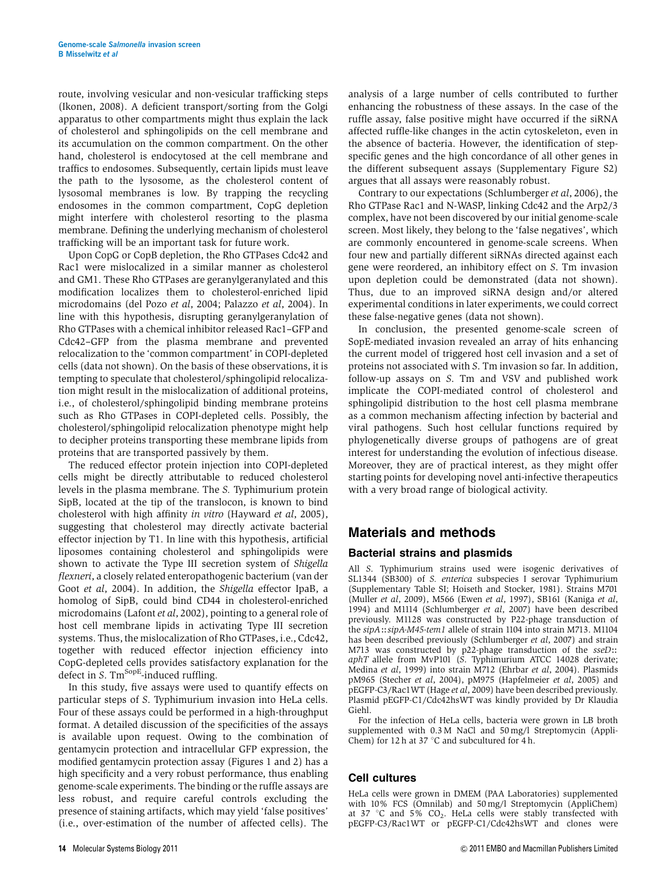route, involving vesicular and non-vesicular trafficking steps (Ikonen, 2008). A deficient transport/sorting from the Golgi apparatus to other compartments might thus explain the lack of cholesterol and sphingolipids on the cell membrane and its accumulation on the common compartment. On the other hand, cholesterol is endocytosed at the cell membrane and traffics to endosomes. Subsequently, certain lipids must leave the path to the lysosome, as the cholesterol content of lysosomal membranes is low. By trapping the recycling endosomes in the common compartment, CopG depletion might interfere with cholesterol resorting to the plasma membrane. Defining the underlying mechanism of cholesterol trafficking will be an important task for future work.

Upon CopG or CopB depletion, the Rho GTPases Cdc42 and Rac1 were mislocalized in a similar manner as cholesterol and GM1. These Rho GTPases are geranylgeranylated and this modification localizes them to cholesterol-enriched lipid microdomains (del Pozo *et al*, 2004; Palazzo *et al*, 2004). In line with this hypothesis, disrupting geranylgeranylation of Rho GTPases with a chemical inhibitor released Rac1–GFP and Cdc42–GFP from the plasma membrane and prevented relocalization to the 'common compartment' in COPI-depleted cells (data not shown). On the basis of these observations, it is tempting to speculate that cholesterol/sphingolipid relocalization might result in the mislocalization of additional proteins, i.e., of cholesterol/sphingolipid binding membrane proteins such as Rho GTPases in COPI-depleted cells. Possibly, the cholesterol/sphingolipid relocalization phenotype might help to decipher proteins transporting these membrane lipids from proteins that are transported passively by them.

The reduced effector protein injection into COPI-depleted cells might be directly attributable to reduced cholesterol levels in the plasma membrane. The *S.* Typhimurium protein SipB, located at the tip of the translocon, is known to bind cholesterol with high affinity *in vitro* (Hayward *et al*, 2005), suggesting that cholesterol may directly activate bacterial effector injection by T1. In line with this hypothesis, artificial liposomes containing cholesterol and sphingolipids were shown to activate the Type III secretion system of *Shigella flexneri*, a closely related enteropathogenic bacterium (van der Goot *et al*, 2004). In addition, the *Shigella* effector IpaB, a homolog of SipB, could bind CD44 in cholesterol-enriched microdomains (Lafont *et al*, 2002), pointing to a general role of host cell membrane lipids in activating Type III secretion systems. Thus, the mislocalization of Rho GTPases, i.e., Cdc42, together with reduced effector injection efficiency into CopG-depleted cells provides satisfactory explanation for the defect in *S.* Tm$^{SopE}$-induced ruffling.

In this study, five assays were used to quantify effects on particular steps of *S.* Typhimurium invasion into HeLa cells. Four of these assays could be performed in a high-throughput format. A detailed discussion of the specificities of the assays is available upon request. Owing to the combination of gentamycin protection and intracellular GFP expression, the modified gentamycin protection assay (Figures 1 and 2) has a high specificity and a very robust performance, thus enabling genome-scale experiments. The binding or the ruffle assays are less robust, and require careful controls excluding the presence of staining artifacts, which may yield 'false positives' (i.e., over-estimation of the number of affected cells). The analysis of a large number of cells contributed to further enhancing the robustness of these assays. In the case of the ruffle assay, false positive might have occurred if the siRNA affected ruffle-like changes in the actin cytoskeleton, even in the absence of bacteria. However, the identification of step-specific genes and the high concordance of all other genes in the different subsequent assays (Supplementary Figure S2) argues that all assays were reasonably robust.

Contrary to our expectations (Schlumberger *et al*, 2006), the Rho GTPase Rac1 and N-WASP, linking Cdc42 and the Arp2/3 complex, have not been discovered by our initial genome-scale screen. Most likely, they belong to the 'false negatives', which are commonly encountered in genome-scale screens. When four new and partially different siRNAs directed against each gene were reordered, an inhibitory effect on *S.* Tm invasion upon depletion could be demonstrated (data not shown). Thus, due to an improved siRNA design and/or altered experimental conditions in later experiments, we could correct these false-negative genes (data not shown).

In conclusion, the presented genome-scale screen of SopE-mediated invasion revealed an array of hits enhancing the current model of triggered host cell invasion and a set of proteins not associated with *S.* Tm invasion so far. In addition, follow-up assays on *S.* Tm and VSV and published work implicate the COPI-mediated control of cholesterol and sphingolipid distribution to the host cell plasma membrane as a common mechanism affecting infection by bacterial and viral pathogens. Such host cellular functions required by phylogenetically diverse groups of pathogens are of great interest for understanding the evolution of infectious disease. Moreover, they are of practical interest, as they might offer starting points for developing novel anti-infective therapeutics with a very broad range of biological activity.

## Materials and methods

### Bacterial strains and plasmids

All *S.* Typhimurium strains used were isogenic derivatives of SL1344 (SB300) of *S. enterica* subspecies I serovar Typhimurium (Supplementary Table SI; Hoiseth and Stocker, 1981). Strains M701 (Muller *et al*, 2009), M566 (Ewen *et al*, 1997), SB161 (Kaniga *et al*, 1994) and M1114 (Schlumberger *et al*, 2007) have been described previously. M1128 was constructed by P22-phage transduction of the *sipA*::*sipA-M45-tem1* allele of strain 1104 into strain M713. M1104 has been described previously (Schlumberger *et al*, 2007) and strain M713 was constructed by p22-phage transduction of the *sseD*::*aphT* allele from MvP101 (*S.* Typhimurium ATCC 14028 derivate; Medina *et al*, 1999) into strain M712 (Ehrbar *et al*, 2004). Plasmids pM965 (Stecher *et al*, 2004), pM975 (Hapfelmeier *et al*, 2005) and pEGFP-C3/Rac1WT (Hage *et al*, 2009) have been described previously. Plasmid pEGFP-C1/Cdc42hsWT was kindly provided by Dr Klaudia Giehl.

For the infection of HeLa cells, bacteria were grown in LB broth supplemented with 0.3 M NaCl and 50 mg/l Streptomycin (AppliChem) for 12 h at 37 °C and subcultured for 4 h.

### Cell cultures

HeLa cells were grown in DMEM (PAA Laboratories) supplemented with 10% FCS (Omnilab) and 50 mg/l Streptomycin (AppliChem) at 37 °C and 5% $CO_2$. HeLa cells were stably transfected with pEGFP-C3/Rac1WT or pEGFP-C1/Cdc42hsWT and clones were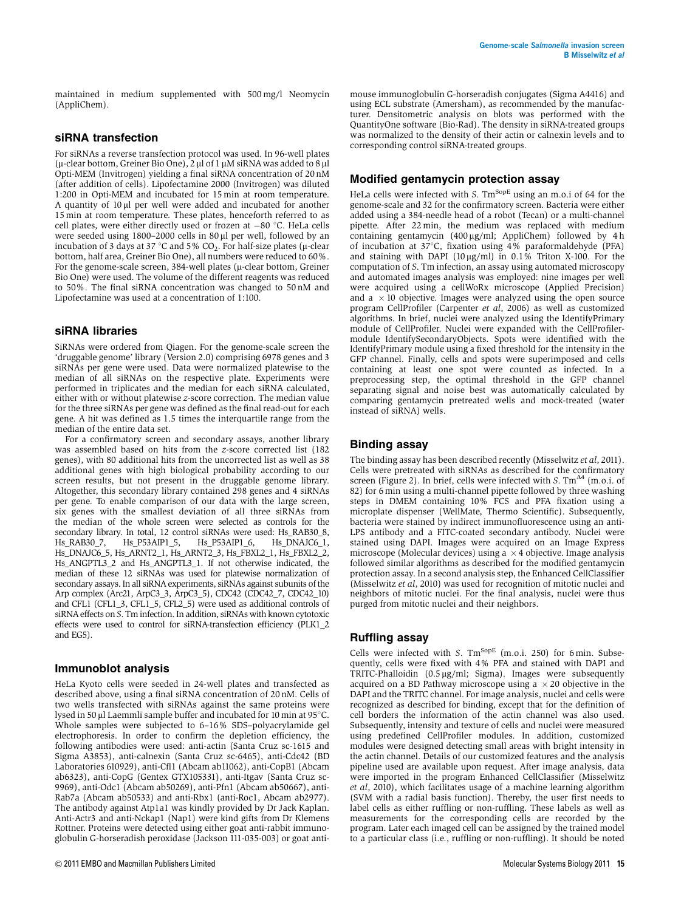maintained in medium supplemented with 500 mg/l Neomycin (AppliChem).

## siRNA transfection

For siRNAs a reverse transfection protocol was used. In 96-well plates (μ-clear bottom, Greiner Bio One), 2 μl of 1 μM siRNA was added to 8 μl Opti-MEM (Invitrogen) yielding a final siRNA concentration of 20 nM (after addition of cells). Lipofectamine 2000 (Invitrogen) was diluted 1:200 in Opti-MEM and incubated for 15 min at room temperature. A quantity of 10 μl per well were added and incubated for another 15 min at room temperature. These plates, henceforth referred to as cell plates, were either directly used or frozen at −80 °C. HeLa cells were seeded using 1800–2000 cells in 80 μl per well, followed by an incubation of 3 days at 37 °C and 5% $CO_2$. For half-size plates (μ-clear bottom, half area, Greiner Bio One), all numbers were reduced to 60%. For the genome-scale screen, 384-well plates (μ-clear bottom, Greiner Bio One) were used. The volume of the different reagents was reduced to 50%. The final siRNA concentration was changed to 50 nM and Lipofectamine was used at a concentration of 1:100.

## siRNA libraries

SiRNAs were ordered from Qiagen. For the genome-scale screen the 'druggable genome' library (Version 2.0) comprising 6978 genes and 3 siRNAs per gene were used. Data were normalized platewise to the median of all siRNAs on the respective plate. Experiments were performed in triplicates and the median for each siRNA calculated, either with or without platewise *z*-score correction. The median value for the three siRNAs per gene was defined as the final read-out for each gene. A hit was defined as 1.5 times the interquartile range from the median of the entire data set.

For a confirmatory screen and secondary assays, another library was assembled based on hits from the *z*-score corrected list (182 genes), with 80 additional hits from the uncorrected list as well as 38 additional genes with high biological probability according to our screen results, but not present in the druggable genome library. Altogether, this secondary library contained 298 genes and 4 siRNAs per gene. To enable comparison of our data with the large screen, six genes with the smallest deviation of all three siRNAs from the median of the whole screen were selected as controls for the secondary library. In total, 12 control siRNAs were used: Hs_RAB30_8, Hs_RAB30_7, Hs_P53AIP1_5, Hs_P53AIP1_6, Hs_DNAJC6_1, Hs_DNAJC6_5, Hs_ARNT2_1, Hs_ARNT2_3, Hs_FBXL2_1, Hs_FBXL2_2, Hs_ANGPTL3_2 and Hs_ANGPTL3_1. If not otherwise indicated, the median of these 12 siRNAs was used for platewise normalization of secondary assays. In all siRNA experiments, siRNAs against subunits of the Arp complex (Arc21, ArpC3_3, ArpC3_5), CDC42 (CDC42_7, CDC42_10) and CFL1 (CFL1_3, CFL1_5, CFL2_5) were used as additional controls of siRNA effects on *S*. Tm infection. In addition, siRNAs with known cytotoxic effects were used to control for siRNA-transfection efficiency (PLK1_2 and EG5).

## Immunoblot analysis

HeLa Kyoto cells were seeded in 24-well plates and transfected as described above, using a final siRNA concentration of 20 nM. Cells of two wells transfected with siRNAs against the same proteins were lysed in 50 μl Laemmli sample buffer and incubated for 10 min at 95°C. Whole samples were subjected to 6–16% SDS–polyacrylamide gel electrophoresis. In order to confirm the depletion efficiency, the following antibodies were used: anti-actin (Santa Cruz sc-1615 and Sigma A3853), anti-calnexin (Santa Cruz sc-6465), anti-Cdc42 (BD Laboratories 610929), anti-Cfl1 (Abcam ab11062), anti-CopB1 (Abcam ab6323), anti-CopG (Gentex GTX105331), anti-Itgav (Santa Cruz sc-9969), anti-Odc1 (Abcam ab50269), anti-Pfn1 (Abcam ab50667), anti-Rab7a (Abcam ab50533) and anti-Rbx1 (anti-Roc1, Abcam ab2977). The antibody against Atp1a1 was kindly provided by Dr Jack Kaplan. Anti-Actr3 and anti-Nckap1 (Nap1) were kind gifts from Dr Klemens Rottner. Proteins were detected using either goat anti-rabbit immunoglobulin G-horseradish peroxidase (Jackson 111-035-003) or goat anti-mouse immunoglobulin G-horseradish conjugates (Sigma A4416) and using ECL substrate (Amersham), as recommended by the manufacturer. Densitometric analysis on blots was performed with the QuantityOne software (Bio-Rad). The density in siRNA-treated groups was normalized to the density of their actin or calnexin levels and to corresponding control siRNA-treated groups.

## Modified gentamycin protection assay

HeLa cells were infected with *S*. Tm$^{SopE}$ using an m.o.i of 64 for the genome-scale and 32 for the confirmatory screen. Bacteria were either added using a 384-needle head of a robot (Tecan) or a multi-channel pipette. After 22 min, the medium was replaced with medium containing gentamycin (400 μg/ml; AppliChem) followed by 4 h of incubation at 37°C, fixation using 4% paraformaldehyde (PFA) and staining with DAPI (10 μg/ml) in 0.1% Triton X-100. For the computation of *S*. Tm infection, an assay using automated microscopy and automated images analysis was employed: nine images per well were acquired using a cellWoRx microscope (Applied Precision) and a ×10 objective. Images were analyzed using the open source program CellProfiler (Carpenter *et al*, 2006) as well as customized algorithms. In brief, nuclei were analyzed using the IdentifyPrimary module of CellProfiler. Nuclei were expanded with the CellProfiler-module IdentifySecondaryObjects. Spots were identified with the IdentifyPrimary module using a fixed threshold for the intensity in the GFP channel. Finally, cells and spots were superimposed and cells containing at least one spot were counted as infected. In a preprocessing step, the optimal threshold in the GFP channel separating signal and noise best was automatically calculated by comparing gentamycin pretreated wells and mock-treated (water instead of siRNA) wells.

## Binding assay

The binding assay has been described recently (Misselwitz *et al*, 2011). Cells were pretreated with siRNAs as described for the confirmatory screen (Figure 2). In brief, cells were infected with *S*. Tm$^{\Delta4}$ (m.o.i. of 82) for 6 min using a multi-channel pipette followed by three washing steps in DMEM containing 10% FCS and PFA fixation using a microplate dispenser (WellMate, Thermo Scientific). Subsequently, bacteria were stained by indirect immunofluorescence using an anti-LPS antibody and a FITC-coated secondary antibody. Nuclei were stained using DAPI. Images were acquired on an Image Express microscope (Molecular devices) using a ×4 objective. Image analysis followed similar algorithms as described for the modified gentamycin protection assay. In a second analysis step, the Enhanced CellClassifier (Misselwitz *et al*, 2010) was used for recognition of mitotic nuclei and neighbors of mitotic nuclei. For the final analysis, nuclei were thus purged from mitotic nuclei and their neighbors.

## Ruffling assay

Cells were infected with *S*. Tm$^{SopE}$ (m.o.i. 250) for 6 min. Subsequently, cells were fixed with 4% PFA and stained with DAPI and TRITC-Phalloidin (0.5 μg/ml; Sigma). Images were subsequently acquired on a BD Pathway microscope using a ×20 objective in the DAPI and the TRITC channel. For image analysis, nuclei and cells were recognized as described for binding, except that for the definition of cell borders the information of the actin channel was also used. Subsequently, intensity and texture of cells and nuclei were measured using predefined CellProfiler modules. In addition, customized modules were designed detecting small areas with bright intensity in the actin channel. Details of our customized features and the analysis pipeline used are available upon request. After image analysis, data were imported in the program Enhanced CellClassifier (Misselwitz *et al*, 2010), which facilitates usage of a machine learning algorithm (SVM with a radial basis function). Thereby, the user first needs to label cells as either ruffling or non-ruffling. These labels as well as measurements for the corresponding cells are recorded by the program. Later each imaged cell can be assigned by the trained model to a particular class (i.e., ruffling or non-ruffling). It should be noted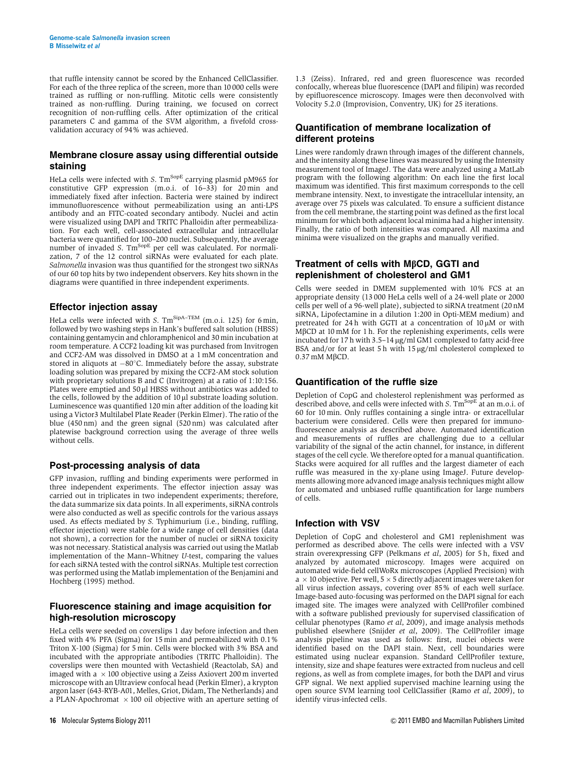that ruffle intensity cannot be scored by the Enhanced CellClassifier. For each of the three replica of the screen, more than 10 000 cells were trained as ruffling or non-ruffling. Mitotic cells were consistently trained as non-ruffling. During training, we focused on correct recognition of non-ruffling cells. After optimization of the critical parameters C and gamma of the SVM algorithm, a fivefold cross-validation accuracy of 94% was achieved.

## Membrane closure assay using differential outside staining

HeLa cells were infected with *S.* Tm$^{SopE}$ carrying plasmid pM965 for constitutive GFP expression (m.o.i. of 16–33) for 20 min and immediately fixed after infection. Bacteria were stained by indirect immunofluorescence without permeabilization using an anti-LPS antibody and an FITC-coated secondary antibody. Nuclei and actin were visualized using DAPI and TRITC Phalloidin after permeabilization. For each well, cell-associated extracellular and intracellular bacteria were quantified for 100–200 nuclei. Subsequently, the average number of invaded *S.* Tm$^{SopE}$ per cell was calculated. For normalization, 7 of the 12 control siRNAs were evaluated for each plate. *Salmonella* invasion was thus quantified for the strongest two siRNAs of our 60 top hits by two independent observers. Key hits shown in the diagrams were quantified in three independent experiments.

## Effector injection assay

HeLa cells were infected with *S.* Tm$^{SipA-TEM}$ (m.o.i. 125) for 6 min, followed by two washing steps in Hank's buffered salt solution (HBSS) containing gentamycin and chloramphenicol and 30 min incubation at room temperature. A CCF2 loading kit was purchased from Invitrogen and CCF2-AM was dissolved in DMSO at a 1 mM concentration and stored in aliquots at $-80^{\circ}$C. Immediately before the assay, substrate loading solution was prepared by mixing the CCF2-AM stock solution with proprietary solutions B and C (Invitrogen) at a ratio of 1:10:156. Plates were emptied and 50 μl HBSS without antibiotics was added to the cells, followed by the addition of 10 μl substrate loading solution. Luminescence was quantified 120 min after addition of the loading kit using a Victor3 Multilabel Plate Reader (Perkin Elmer). The ratio of the blue (450 nm) and the green signal (520 nm) was calculated after platewise background correction using the average of three wells without cells.

## Post-processing analysis of data

GFP invasion, ruffling and binding experiments were performed in three independent experiments. The effector injection assay was carried out in triplicates in two independent experiments; therefore, the data summarize six data points. In all experiments, siRNA controls were also conducted as well as specific controls for the various assays used. As effects mediated by *S.* Typhimurium (i.e., binding, ruffling, effector injection) were stable for a wide range of cell densities (data not shown), a correction for the number of nuclei or siRNA toxicity was not necessary. Statistical analysis was carried out using the Matlab implementation of the Mann–Whitney *U*-test, comparing the values for each siRNA tested with the control siRNAs. Multiple test correction was performed using the Matlab implementation of the Benjamini and Hochberg (1995) method.

## Fluorescence staining and image acquisition for high-resolution microscopy

HeLa cells were seeded on coverslips 1 day before infection and then fixed with 4% PFA (Sigma) for 15 min and permeabilized with 0.1% Triton X-100 (Sigma) for 5 min. Cells were blocked with 3% BSA and incubated with the appropriate antibodies (TRITC Phalloidin). The coverslips were then mounted with Vectashield (Reactolab, SA) and imaged with a $\times 100$ objective using a Zeiss Axiovert 200 m inverted microscope with an Ultraview confocal head (Perkin Elmer), a krypton argon laser (643-RYB-A01, Melles, Griot, Didam, The Netherlands) and a PLAN-Apochromat $\times 100$ oil objective with an aperture setting of 1.3 (Zeiss). Infrared, red and green fluorescence was recorded confocally, whereas blue fluorescence (DAPI and filipin) was recorded by epifluorescence microscopy. Images were then deconvolved with Volocity 5.2.0 (Improvision, Conventry, UK) for 25 iterations.

## Quantification of membrane localization of different proteins

Lines were randomly drawn through images of the different channels, and the intensity along these lines was measured by using the Intensity measurement tool of ImageJ. The data were analyzed using a MatLab program with the following algorithm: On each line the first local maximum was identified. This first maximum corresponds to the cell membrane intensity. Next, to investigate the intracellular intensity, an average over 75 pixels was calculated. To ensure a sufficient distance from the cell membrane, the starting point was defined as the first local minimum for which both adjacent local minima had a higher intensity. Finally, the ratio of both intensities was compared. All maxima and minima were visualized on the graphs and manually verified.

## Treatment of cells with MβCD, GGTI and replenishment of cholesterol and GM1

Cells were seeded in DMEM supplemented with 10% FCS at an appropriate density (13 000 HeLa cells well of a 24-well plate or 2000 cells per well of a 96-well plate), subjected to siRNA treatment (20 nM siRNA, Lipofectamine in a dilution 1:200 in Opti-MEM medium) and pretreated for 24 h with GGTI at a concentration of 10 μM or with MβCD at 10 mM for 1 h. For the replenishing experiments, cells were incubated for 17 h with 3.5–14 μg/ml GM1 complexed to fatty acid-free BSA and/or for at least 5 h with 15 μg/ml cholesterol complexed to 0.37 mM MβCD.

## Quantification of the ruffle size

Depletion of CopG and cholesterol replenishment was performed as described above, and cells were infected with *S.* Tm$^{SopE}$ at an m.o.i. of 60 for 10 min. Only ruffles containing a single intra- or extracellular bacterium were considered. Cells were then prepared for immunofluorescence analysis as described above. Automated identification and measurements of ruffles are challenging due to a cellular variability of the signal of the actin channel, for instance, in different stages of the cell cycle. We therefore opted for a manual quantification. Stacks were acquired for all ruffles and the largest diameter of each ruffle was measured in the xy-plane using ImageJ. Future developments allowing more advanced image analysis techniques might allow for automated and unbiased ruffle quantification for large numbers of cells.

## Infection with VSV

Depletion of CopG and cholesterol and GM1 replenishment was performed as described above. The cells were infected with a VSV strain overexpressing GFP (Pelkmans *et al*, 2005) for 5 h, fixed and analyzed by automated microscopy. Images were acquired on automated wide-field cellWoRx microscopes (Applied Precision) with a $\times 10$ objective. Per well, $5 \times 5$ directly adjacent images were taken for all virus infection assays, covering over 85% of each well surface. Image-based auto-focusing was performed on the DAPI signal for each imaged site. The images were analyzed with CellProfiler combined with a software published previously for supervised classification of cellular phenotypes (Ramo *et al*, 2009), and image analysis methods published elsewhere (Snijder *et al*, 2009). The CellProfiler image analysis pipeline was used as follows: first, nuclei objects were identified based on the DAPI stain. Next, cell boundaries were estimated using nuclear expansion. Standard CellProfiler texture, intensity, size and shape features were extracted from nucleus and cell regions, as well as from complete images, for both the DAPI and virus GFP signal. We next applied supervised machine learning using the open source SVM learning tool CellClassifier (Ramo *et al*, 2009), to identify virus-infected cells.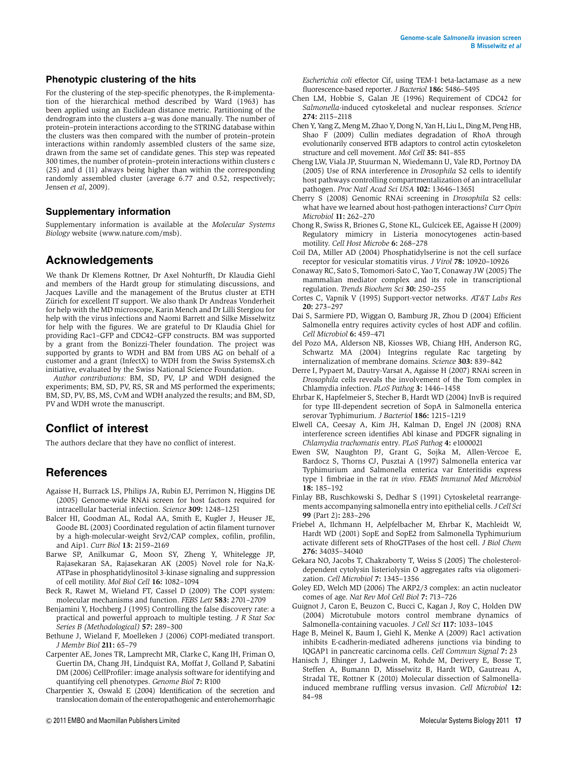## Phenotypic clustering of the hits

For the clustering of the step-specific phenotypes, the R-implementation of the hierarchical method described by Ward (1963) has been applied using an Euclidean distance metric. Partitioning of the dendrogram into the clusters a–g was done manually. The number of protein–protein interactions according to the STRING database within the clusters was then compared with the number of protein–protein interactions within randomly assembled clusters of the same size, drawn from the same set of candidate genes. This step was repeated 300 times, the number of protein–protein interactions within clusters c (25) and d (11) always being higher than within the corresponding randomly assembled cluster (average 6.77 and 0.52, respectively; Jensen *et al*, 2009).

## Supplementary information

Supplementary information is available at the *Molecular Systems Biology* website (www.nature.com/msb).

# Acknowledgements

We thank Dr Klemens Rottner, Dr Axel Nohturfft, Dr Klaudia Giehl and members of the Hardt group for stimulating discussions, and Jacques Laville and the management of the Brutus cluster at ETH Zürich for excellent IT support. We also thank Dr Andreas Vonderheit for help with the MD microscope, Karin Mench and Dr Lilli Stergiou for help with the virus infections and Naomi Barrett and Silke Misselwitz for help with the figures. We are grateful to Dr Klaudia Ghiel for providing Rac1–GFP and CDC42–GFP constructs. BM was supported by a grant from the Bonizzi-Theler foundation. The project was supported by grants to WDH and BM from UBS AG on behalf of a customer and a grant (InfectX) to WDH from the Swiss SystemsX.ch initiative, evaluated by the Swiss National Science Foundation.

*Author contributions:* BM, SD, PV, LP and WDH designed the experiments; BM, SD, PV, RS, SR and MS performed the experiments; BM, SD, PV, BS, MS, CvM and WDH analyzed the results; and BM, SD, PV and WDH wrote the manuscript.

# Conflict of interest

The authors declare that they have no conflict of interest.

# References

Agaisse H, Burrack LS, Philips JA, Rubin EJ, Perrimon N, Higgins DE (2005) Genome-wide RNAi screen for host factors required for intracellular bacterial infection. *Science* **309:** 1248–1251

Balcer HI, Goodman AL, Rodal AA, Smith E, Kugler J, Heuser JE, Goode BL (2003) Coordinated regulation of actin filament turnover by a high-molecular-weight Srv2/CAP complex, cofilin, profilin, and Aip1. *Curr Biol* **13:** 2159–2169

Barwe SP, Anilkumar G, Moon SY, Zheng Y, Whitelegge JP, Rajasekaran SA, Rajasekaran AK (2005) Novel role for Na,K-ATPase in phosphatidylinositol 3-kinase signaling and suppression of cell motility. *Mol Biol Cell* **16:** 1082–1094

Beck R, Rawet M, Wieland FT, Cassel D (2009) The COPI system: molecular mechanisms and function. *FEBS Lett* **583:** 2701–2709

Benjamini Y, Hochberg J (1995) Controlling the false discovery rate: a practical and powerful approach to multiple testing. *J R Stat Soc Series B (Methodological)* **57:** 289–300

Bethune J, Wieland F, Moelleken J (2006) COPI-mediated transport. *J Membr Biol* **211:** 65–79

Carpenter AE, Jones TR, Lamprecht MR, Clarke C, Kang IH, Friman O, Guertin DA, Chang JH, Lindquist RA, Moffat J, Golland P, Sabatini DM (2006) CellProfiler: image analysis software for identifying and quantifying cell phenotypes. *Genome Biol* **7:** R100

Charpentier X, Oswald E (2004) Identification of the secretion and translocation domain of the enteropathogenic and enterohemorrhagic *Escherichia coli* effector Cif, using TEM-1 beta-lactamase as a new fluorescence-based reporter. *J Bacteriol* **186:** 5486–5495

Chen LM, Hobbie S, Galan JE (1996) Requirement of CDC42 for *Salmonella*-induced cytoskeletal and nuclear responses. *Science* **274:** 2115–2118

Chen Y, Yang Z, Meng M, Zhao Y, Dong N, Yan H, Liu L, Ding M, Peng HB, Shao F (2009) Cullin mediates degradation of RhoA through evolutionarily conserved BTB adaptors to control actin cytoskeleton structure and cell movement. *Mol Cell* **35:** 841–855

Cheng LW, Viala JP, Stuurman N, Wiedemann U, Vale RD, Portnoy DA (2005) Use of RNA interference in *Drosophila* S2 cells to identify host pathways controlling compartmentalization of an intracellular pathogen. *Proc Natl Acad Sci USA* **102:** 13646–13651

Cherry S (2008) Genomic RNAi screening in *Drosophila* S2 cells: what have we learned about host-pathogen interactions? *Curr Opin Microbiol* **11:** 262–270

Chong R, Swiss R, Briones G, Stone KL, Gulcicek EE, Agaisse H (2009) Regulatory mimicry in Listeria monocytogenes actin-based motility. *Cell Host Microbe* **6:** 268–278

Coil DA, Miller AD (2004) Phosphatidylserine is not the cell surface receptor for vesicular stomatitis virus. *J Virol* **78:** 10920–10926

Conaway RC, Sato S, Tomomori-Sato C, Yao T, Conaway JW (2005) The mammalian mediator complex and its role in transcriptional regulation. *Trends Biochem Sci* **30:** 250–255

Cortes C, Vapnik V (1995) Support-vector networks. *AT&T Labs Res* **20:** 273–297

Dai S, Sarmiere PD, Wiggan O, Bamburg JR, Zhou D (2004) Efficient Salmonella entry requires activity cycles of host ADF and cofilin. *Cell Microbiol* **6:** 459–471

del Pozo MA, Alderson NB, Kiosses WB, Chiang HH, Anderson RG, Schwartz MA (2004) Integrins regulate Rac targeting by internalization of membrane domains. *Science* **303:** 839–842

Derre I, Pypaert M, Dautry-Varsat A, Agaisse H (2007) RNAi screen in *Drosophila* cells reveals the involvement of the Tom complex in Chlamydia infection. *PLoS Pathog* **3:** 1446–1458

Ehrbar K, Hapfelmeier S, Stecher B, Hardt WD (2004) InvB is required for type III-dependent secretion of SopA in Salmonella enterica serovar Typhimurium. *J Bacteriol* **186:** 1215–1219

Elwell CA, Ceesay A, Kim JH, Kalman D, Engel JN (2008) RNA interference screen identifies Abl kinase and PDGFR signaling in *Chlamydia trachomatis* entry. *PLoS Pathog* **4:** e1000021

Ewen SW, Naughton PJ, Grant G, Sojka M, Allen-Vercoe E, Bardocz S, Thorns CJ, Pusztai A (1997) Salmonella enterica var Typhimurium and Salmonella enterica var Enteritidis express type 1 fimbriae in the rat *in vivo*. *FEMS Immunol Med Microbiol* **18:** 185–192

Finlay BB, Ruschkowski S, Dedhar S (1991) Cytoskeletal rearrangements accompanying salmonella entry into epithelial cells. *J Cell Sci* **99** (Part 2): 283–296

Friebel A, Ilchmann H, Aepfelbacher M, Ehrbar K, Machleidt W, Hardt WD (2001) SopE and SopE2 from Salmonella Typhimurium activate different sets of RhoGTPases of the host cell. *J Biol Chem* **276:** 34035–34040

Gekara NO, Jacobs T, Chakraborty T, Weiss S (2005) The cholesterol-dependent cytolysin listeriolysin O aggregates rafts via oligomerization. *Cell Microbiol* **7:** 1345–1356

Goley ED, Welch MD (2006) The ARP2/3 complex: an actin nucleator comes of age. *Nat Rev Mol Cell Biol* **7:** 713–726

Guignot J, Caron E, Beuzon C, Bucci C, Kagan J, Roy C, Holden DW (2004) Microtubule motors control membrane dynamics of Salmonella-containing vacuoles. *J Cell Sci* **117:** 1033–1045

Hage B, Meinel K, Baum I, Giehl K, Menke A (2009) Rac1 activation inhibits E-cadherin-mediated adherens junctions via binding to IQGAP1 in pancreatic carcinoma cells. *Cell Commun Signal* **7:** 23

Hanisch J, Ehinger J, Ladwein M, Rohde M, Derivery E, Bosse T, Steffen A, Bumann D, Misselwitz B, Hardt WD, Gautreau A, Stradal TE, Rottner K (2010) Molecular dissection of Salmonella-induced membrane ruffling versus invasion. *Cell Microbiol* **12:** 84–98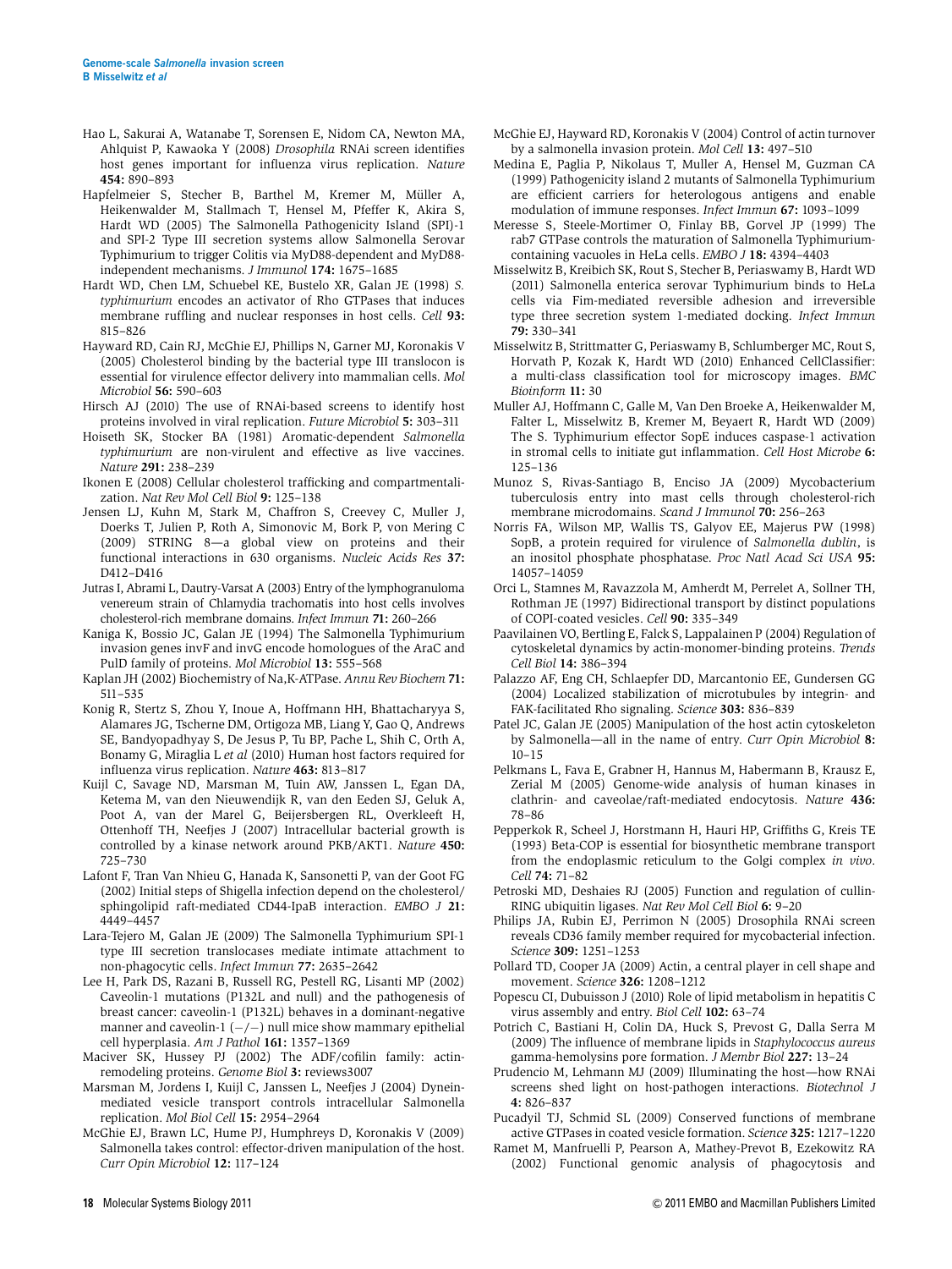Hao L, Sakurai A, Watanabe T, Sorensen E, Nidom CA, Newton MA, Ahlquist P, Kawaoka Y (2008) *Drosophila* RNAi screen identifies host genes important for influenza virus replication. *Nature* **454:** 890–893

Hapfelmeier S, Stecher B, Barthel M, Kremer M, Müller A, Heikenwalder M, Stallmach T, Hensel M, Pfeffer K, Akira S, Hardt WD (2005) The Salmonella Pathogenicity Island (SPI)-1 and SPI-2 Type III secretion systems allow Salmonella Serovar Typhimurium to trigger Colitis via MyD88-dependent and MyD88-independent mechanisms. *J Immunol* **174:** 1675–1685

Hardt WD, Chen LM, Schuebel KE, Bustelo XR, Galan JE (1998) *S. typhimurium* encodes an activator of Rho GTPases that induces membrane ruffling and nuclear responses in host cells. *Cell* **93:** 815–826

Hayward RD, Cain RJ, McGhie EJ, Phillips N, Garner MJ, Koronakis V (2005) Cholesterol binding by the bacterial type III translocon is essential for virulence effector delivery into mammalian cells. *Mol Microbiol* **56:** 590–603

Hirsch AJ (2010) The use of RNAi-based screens to identify host proteins involved in viral replication. *Future Microbiol* **5:** 303–311

Hoiseth SK, Stocker BA (1981) Aromatic-dependent *Salmonella typhimurium* are non-virulent and effective as live vaccines. *Nature* **291:** 238–239

Ikonen E (2008) Cellular cholesterol trafficking and compartmentalization. *Nat Rev Mol Cell Biol* **9:** 125–138

Jensen LJ, Kuhn M, Stark M, Chaffron S, Creevey C, Muller J, Doerks T, Julien P, Roth A, Simonovic M, Bork P, von Mering C (2009) STRING 8—a global view on proteins and their functional interactions in 630 organisms. *Nucleic Acids Res* **37:** D412–D416

Jutras I, Abrami L, Dautry-Varsat A (2003) Entry of the lymphogranuloma venereum strain of Chlamydia trachomatis into host cells involves cholesterol-rich membrane domains. *Infect Immun* **71:** 260–266

Kaniga K, Bossio JC, Galan JE (1994) The Salmonella Typhimurium invasion genes invF and invG encode homologues of the AraC and PulD family of proteins. *Mol Microbiol* **13:** 555–568

Kaplan JH (2002) Biochemistry of Na,K-ATPase. *Annu Rev Biochem* **71:** 511–535

Konig R, Stertz S, Zhou Y, Inoue A, Hoffmann HH, Bhattacharyya S, Alamares JG, Tscherne DM, Ortigoza MB, Liang Y, Gao Q, Andrews SE, Bandyopadhyay S, De Jesus P, Tu BP, Pache L, Shih C, Orth A, Bonamy G, Miraglia L *et al* (2010) Human host factors required for influenza virus replication. *Nature* **463:** 813–817

Kuijl C, Savage ND, Marsman M, Tuin AW, Janssen L, Egan DA, Ketema M, van den Nieuwendijk R, van den Eeden SJ, Geluk A, Poot A, van der Marel G, Beijersbergen RL, Overkleeft H, Ottenhoff TH, Neefjes J (2007) Intracellular bacterial growth is controlled by a kinase network around PKB/AKT1. *Nature* **450:** 725–730

Lafont F, Tran Van Nhieu G, Hanada K, Sansonetti P, van der Goot FG (2002) Initial steps of Shigella infection depend on the cholesterol/sphingolipid raft-mediated CD44-IpaB interaction. *EMBO J* **21:** 4449–4457

Lara-Tejero M, Galan JE (2009) The Salmonella Typhimurium SPI-1 type III secretion translocases mediate intimate attachment to non-phagocytic cells. *Infect Immun* **77:** 2635–2642

Lee H, Park DS, Razani B, Russell RG, Pestell RG, Lisanti MP (2002) Caveolin-1 mutations (P132L and null) and the pathogenesis of breast cancer: caveolin-1 (P132L) behaves in a dominant-negative manner and caveolin-1 (−/−) null mice show mammary epithelial cell hyperplasia. *Am J Pathol* **161:** 1357–1369

Maciver SK, Hussey PJ (2002) The ADF/cofilin family: actin-remodeling proteins. *Genome Biol* **3:** reviews3007

Marsman M, Jordens I, Kuijl C, Janssen L, Neefjes J (2004) Dynein-mediated vesicle transport controls intracellular Salmonella replication. *Mol Biol Cell* **15:** 2954–2964

McGhie EJ, Brawn LC, Hume PJ, Humphreys D, Koronakis V (2009) Salmonella takes control: effector-driven manipulation of the host. *Curr Opin Microbiol* **12:** 117–124

McGhie EJ, Hayward RD, Koronakis V (2004) Control of actin turnover by a salmonella invasion protein. *Mol Cell* **13:** 497–510

Medina E, Paglia P, Nikolaus T, Muller A, Hensel M, Guzman CA (1999) Pathogenicity island 2 mutants of Salmonella Typhimurium are efficient carriers for heterologous antigens and enable modulation of immune responses. *Infect Immun* **67:** 1093–1099

Meresse S, Steele-Mortimer O, Finlay BB, Gorvel JP (1999) The rab7 GTPase controls the maturation of Salmonella Typhimurium-containing vacuoles in HeLa cells. *EMBO J* **18:** 4394–4403

Misselwitz B, Kreibich SK, Rout S, Stecher B, Periaswamy B, Hardt WD (2011) Salmonella enterica serovar Typhimurium binds to HeLa cells via Fim-mediated reversible adhesion and irreversible type three secretion system 1-mediated docking. *Infect Immun* **79:** 330–341

Misselwitz B, Strittmatter G, Periaswamy B, Schlumberger MC, Rout S, Horvath P, Kozak K, Hardt WD (2010) Enhanced CellClassifier: a multi-class classification tool for microscopy images. *BMC Bioinform* **11:** 30

Muller AJ, Hoffmann C, Galle M, Van Den Broeke A, Heikenwalder M, Falter L, Misselwitz B, Kremer M, Beyaert R, Hardt WD (2009) The S. Typhimurium effector SopE induces caspase-1 activation in stromal cells to initiate gut inflammation. *Cell Host Microbe* **6:** 125–136

Munoz S, Rivas-Santiago B, Enciso JA (2009) Mycobacterium tuberculosis entry into mast cells through cholesterol-rich membrane microdomains. *Scand J Immunol* **70:** 256–263

Norris FA, Wilson MP, Wallis TS, Galyov EE, Majerus PW (1998) SopB, a protein required for virulence of *Salmonella dublin*, is an inositol phosphate phosphatase. *Proc Natl Acad Sci USA* **95:** 14057–14059

Orci L, Stamnes M, Ravazzola M, Amherdt M, Perrelet A, Sollner TH, Rothman JE (1997) Bidirectional transport by distinct populations of COPI-coated vesicles. *Cell* **90:** 335–349

Paavilainen VO, Bertling E, Falck S, Lappalainen P (2004) Regulation of cytoskeletal dynamics by actin-monomer-binding proteins. *Trends Cell Biol* **14:** 386–394

Palazzo AF, Eng CH, Schlaepfer DD, Marcantonio EE, Gundersen GG (2004) Localized stabilization of microtubules by integrin- and FAK-facilitated Rho signaling. *Science* **303:** 836–839

Patel JC, Galan JE (2005) Manipulation of the host actin cytoskeleton by Salmonella—all in the name of entry. *Curr Opin Microbiol* **8:** 10–15

Pelkmans L, Fava E, Grabner H, Hannus M, Habermann B, Krausz E, Zerial M (2005) Genome-wide analysis of human kinases in clathrin- and caveolae/raft-mediated endocytosis. *Nature* **436:** 78–86

Pepperkok R, Scheel J, Horstmann H, Hauri HP, Griffiths G, Kreis TE (1993) Beta-COP is essential for biosynthetic membrane transport from the endoplasmic reticulum to the Golgi complex *in vivo*. *Cell* **74:** 71–82

Petroski MD, Deshaies RJ (2005) Function and regulation of cullin-RING ubiquitin ligases. *Nat Rev Mol Cell Biol* **6:** 9–20

Philips JA, Rubin EJ, Perrimon N (2005) Drosophila RNAi screen reveals CD36 family member required for mycobacterial infection. *Science* **309:** 1251–1253

Pollard TD, Cooper JA (2009) Actin, a central player in cell shape and movement. *Science* **326:** 1208–1212

Popescu CI, Dubuisson J (2010) Role of lipid metabolism in hepatitis C virus assembly and entry. *Biol Cell* **102:** 63–74

Potrich C, Bastiani H, Colin DA, Huck S, Prevost G, Dalla Serra M (2009) The influence of membrane lipids in *Staphylococcus aureus* gamma-hemolysins pore formation. *J Membr Biol* **227:** 13–24

Prudencio M, Lehmann MJ (2009) Illuminating the host—how RNAi screens shed light on host-pathogen interactions. *Biotechnol J* **4:** 826–837

Pucadyil TJ, Schmid SL (2009) Conserved functions of membrane active GTPases in coated vesicle formation. *Science* **325:** 1217–1220

Ramet M, Manfruelli P, Pearson A, Mathey-Prevot B, Ezekowitz RA (2002) Functional genomic analysis of phagocytosis and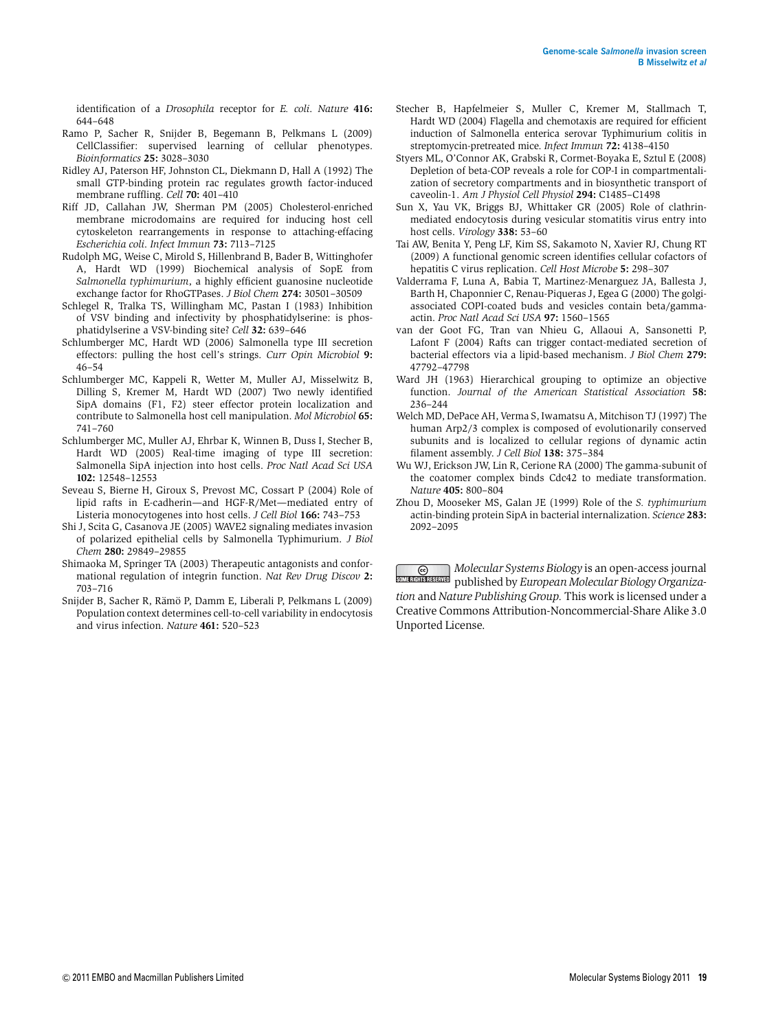identification of a *Drosophila* receptor for *E. coli*. *Nature* **416:** 644–648

Ramo P, Sacher R, Snijder B, Begemann B, Pelkmans L (2009) CellClassifier: supervised learning of cellular phenotypes. *Bioinformatics* **25:** 3028–3030

Ridley AJ, Paterson HF, Johnston CL, Diekmann D, Hall A (1992) The small GTP-binding protein rac regulates growth factor-induced membrane ruffling. *Cell* **70:** 401–410

Riff JD, Callahan JW, Sherman PM (2005) Cholesterol-enriched membrane microdomains are required for inducing host cell cytoskeleton rearrangements in response to attaching-effacing *Escherichia coli*. *Infect Immun* **73:** 7113–7125

Rudolph MG, Weise C, Mirold S, Hillenbrand B, Bader B, Wittinghofer A, Hardt WD (1999) Biochemical analysis of SopE from *Salmonella typhimurium*, a highly efficient guanosine nucleotide exchange factor for RhoGTPases. *J Biol Chem* **274:** 30501–30509

Schlegel R, Tralka TS, Willingham MC, Pastan I (1983) Inhibition of VSV binding and infectivity by phosphatidylserine: is phosphatidylserine a VSV-binding site? *Cell* **32:** 639–646

Schlumberger MC, Hardt WD (2006) Salmonella type III secretion effectors: pulling the host cell's strings. *Curr Opin Microbiol* **9:** 46–54

Schlumberger MC, Kappeli R, Wetter M, Muller AJ, Misselwitz B, Dilling S, Kremer M, Hardt WD (2007) Two newly identified SipA domains (F1, F2) steer effector protein localization and contribute to Salmonella host cell manipulation. *Mol Microbiol* **65:** 741–760

Schlumberger MC, Muller AJ, Ehrbar K, Winnen B, Duss I, Stecher B, Hardt WD (2005) Real-time imaging of type III secretion: Salmonella SipA injection into host cells. *Proc Natl Acad Sci USA* **102:** 12548–12553

Seveau S, Bierne H, Giroux S, Prevost MC, Cossart P (2004) Role of lipid rafts in E-cadherin—and HGF-R/Met—mediated entry of Listeria monocytogenes into host cells. *J Cell Biol* **166:** 743–753

Shi J, Scita G, Casanova JE (2005) WAVE2 signaling mediates invasion of polarized epithelial cells by Salmonella Typhimurium. *J Biol Chem* **280:** 29849–29855

Shimaoka M, Springer TA (2003) Therapeutic antagonists and conformational regulation of integrin function. *Nat Rev Drug Discov* **2:** 703–716

Snijder B, Sacher R, Rämö P, Damm E, Liberali P, Pelkmans L (2009) Population context determines cell-to-cell variability in endocytosis and virus infection. *Nature* **461:** 520–523

Stecher B, Hapfelmeier S, Muller C, Kremer M, Stallmach T, Hardt WD (2004) Flagella and chemotaxis are required for efficient induction of Salmonella enterica serovar Typhimurium colitis in streptomycin-pretreated mice. *Infect Immun* **72:** 4138–4150

Styers ML, O'Connor AK, Grabski R, Cormet-Boyaka E, Sztul E (2008) Depletion of beta-COP reveals a role for COP-I in compartmentalization of secretory compartments and in biosynthetic transport of caveolin-1. *Am J Physiol Cell Physiol* **294:** C1485–C1498

Sun X, Yau VK, Briggs BJ, Whittaker GR (2005) Role of clathrin-mediated endocytosis during vesicular stomatitis virus entry into host cells. *Virology* **338:** 53–60

Tai AW, Benita Y, Peng LF, Kim SS, Sakamoto N, Xavier RJ, Chung RT (2009) A functional genomic screen identifies cellular cofactors of hepatitis C virus replication. *Cell Host Microbe* **5:** 298–307

Valderrama F, Luna A, Babia T, Martinez-Menarguez JA, Ballesta J, Barth H, Chaponnier C, Renau-Piqueras J, Egea G (2000) The golgi-associated COPI-coated buds and vesicles contain beta/gamma-actin. *Proc Natl Acad Sci USA* **97:** 1560–1565

van der Goot FG, Tran van Nhieu G, Allaoui A, Sansonetti P, Lafont F (2004) Rafts can trigger contact-mediated secretion of bacterial effectors via a lipid-based mechanism. *J Biol Chem* **279:** 47792–47798

Ward JH (1963) Hierarchical grouping to optimize an objective function. *Journal of the American Statistical Association* **58:** 236–244

Welch MD, DePace AH, Verma S, Iwamatsu A, Mitchison TJ (1997) The human Arp2/3 complex is composed of evolutionarily conserved subunits and is localized to cellular regions of dynamic actin filament assembly. *J Cell Biol* **138:** 375–384

Wu WJ, Erickson JW, Lin R, Cerione RA (2000) The gamma-subunit of the coatomer complex binds Cdc42 to mediate transformation. *Nature* **405:** 800–804

Zhou D, Mooseker MS, Galan JE (1999) Role of the *S. typhimurium* actin-binding protein SipA in bacterial internalization. *Science* **283:** 2092–2095

*Molecular Systems Biology* is an open-access journal published by *European Molecular Biology Organization* and *Nature Publishing Group.* This work is licensed under a Creative Commons Attribution-Noncommercial-Share Alike 3.0 Unported License.